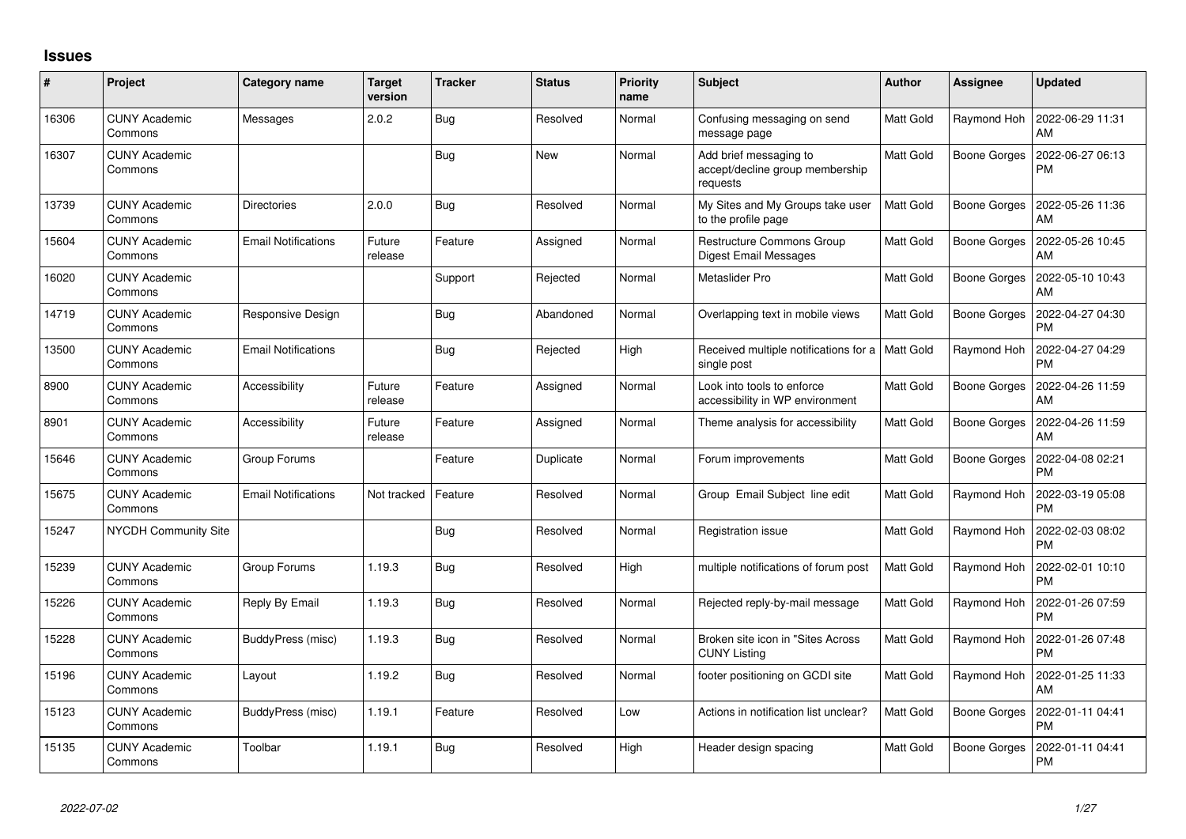# Issues

| # | Project | Category name | Target version | Tracker | Status | Priority name | Subject | Author | Assignee | Updated |
|---|---|---|---|---|---|---|---|---|---|---|
| 16306 | CUNY Academic Commons | Messages | 2.0.2 | Bug | Resolved | Normal | Confusing messaging on send message page | Matt Gold | Raymond Hoh | 2022-06-29 11:31 AM |
| 16307 | CUNY Academic Commons | | | Bug | New | Normal | Add brief messaging to accept/decline group membership requests | Matt Gold | Boone Gorges | 2022-06-27 06:13 PM |
| 13739 | CUNY Academic Commons | Directories | 2.0.0 | Bug | Resolved | Normal | My Sites and My Groups take user to the profile page | Matt Gold | Boone Gorges | 2022-05-26 11:36 AM |
| 15604 | CUNY Academic Commons | Email Notifications | Future release | Feature | Assigned | Normal | Restructure Commons Group Digest Email Messages | Matt Gold | Boone Gorges | 2022-05-26 10:45 AM |
| 16020 | CUNY Academic Commons | | | Support | Rejected | Normal | Metaslider Pro | Matt Gold | Boone Gorges | 2022-05-10 10:43 AM |
| 14719 | CUNY Academic Commons | Responsive Design | | Bug | Abandoned | Normal | Overlapping text in mobile views | Matt Gold | Boone Gorges | 2022-04-27 04:30 PM |
| 13500 | CUNY Academic Commons | Email Notifications | | Bug | Rejected | High | Received multiple notifications for a single post | Matt Gold | Raymond Hoh | 2022-04-27 04:29 PM |
| 8900 | CUNY Academic Commons | Accessibility | Future release | Feature | Assigned | Normal | Look into tools to enforce accessibility in WP environment | Matt Gold | Boone Gorges | 2022-04-26 11:59 AM |
| 8901 | CUNY Academic Commons | Accessibility | Future release | Feature | Assigned | Normal | Theme analysis for accessibility | Matt Gold | Boone Gorges | 2022-04-26 11:59 AM |
| 15646 | CUNY Academic Commons | Group Forums | | Feature | Duplicate | Normal | Forum improvements | Matt Gold | Boone Gorges | 2022-04-08 02:21 PM |
| 15675 | CUNY Academic Commons | Email Notifications | Not tracked | Feature | Resolved | Normal | Group Email Subject line edit | Matt Gold | Raymond Hoh | 2022-03-19 05:08 PM |
| 15247 | NYCDH Community Site | | | Bug | Resolved | Normal | Registration issue | Matt Gold | Raymond Hoh | 2022-02-03 08:02 PM |
| 15239 | CUNY Academic Commons | Group Forums | 1.19.3 | Bug | Resolved | High | multiple notifications of forum post | Matt Gold | Raymond Hoh | 2022-02-01 10:10 PM |
| 15226 | CUNY Academic Commons | Reply By Email | 1.19.3 | Bug | Resolved | Normal | Rejected reply-by-mail message | Matt Gold | Raymond Hoh | 2022-01-26 07:59 PM |
| 15228 | CUNY Academic Commons | BuddyPress (misc) | 1.19.3 | Bug | Resolved | Normal | Broken site icon in "Sites Across CUNY Listing | Matt Gold | Raymond Hoh | 2022-01-26 07:48 PM |
| 15196 | CUNY Academic Commons | Layout | 1.19.2 | Bug | Resolved | Normal | footer positioning on GCDI site | Matt Gold | Raymond Hoh | 2022-01-25 11:33 AM |
| 15123 | CUNY Academic Commons | BuddyPress (misc) | 1.19.1 | Feature | Resolved | Low | Actions in notification list unclear? | Matt Gold | Boone Gorges | 2022-01-11 04:41 PM |
| 15135 | CUNY Academic Commons | Toolbar | 1.19.1 | Bug | Resolved | High | Header design spacing | Matt Gold | Boone Gorges | 2022-01-11 04:41 PM |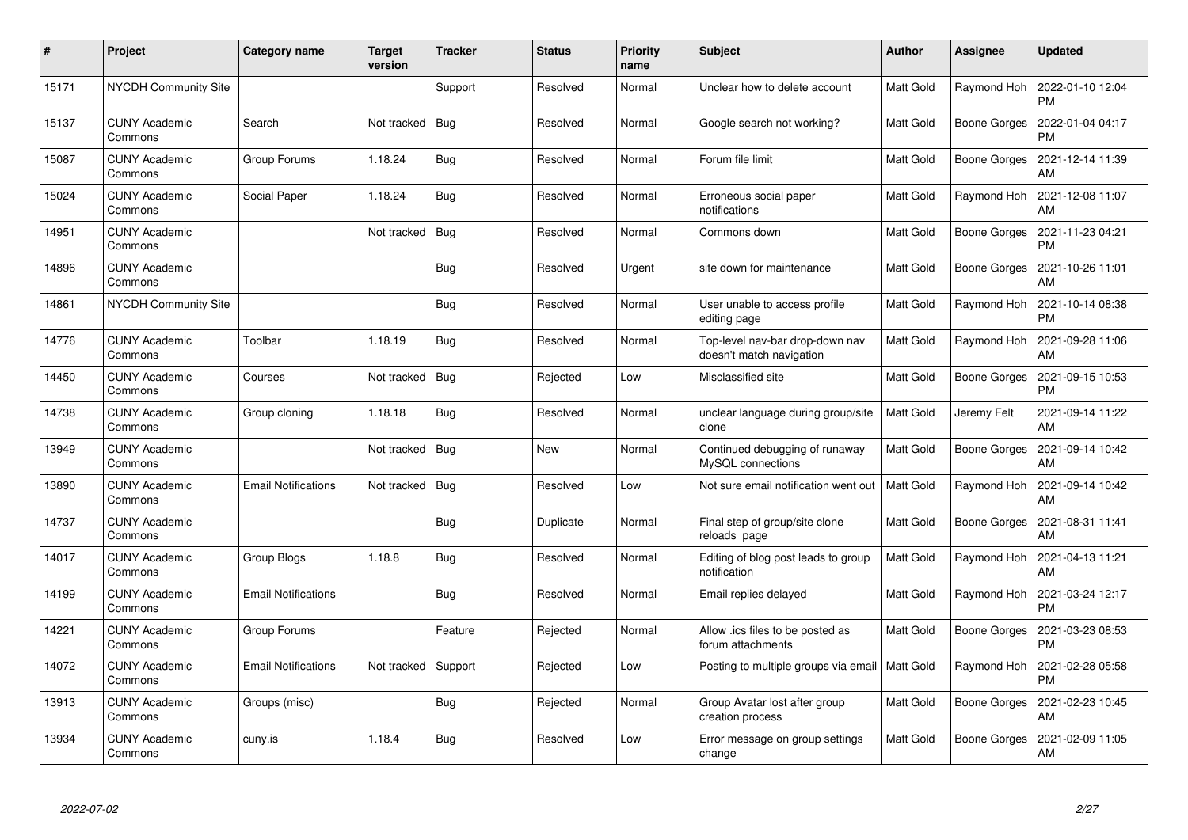| # | Project | Category name | Target version | Tracker | Status | Priority name | Subject | Author | Assignee | Updated |
|---|---|---|---|---|---|---|---|---|---|---|
| 15171 | NYCDH Community Site | | | Support | Resolved | Normal | Unclear how to delete account | Matt Gold | Raymond Hoh | 2022-01-10 12:04 PM |
| 15137 | CUNY Academic Commons | Search | Not tracked | Bug | Resolved | Normal | Google search not working? | Matt Gold | Boone Gorges | 2022-01-04 04:17 PM |
| 15087 | CUNY Academic Commons | Group Forums | 1.18.24 | Bug | Resolved | Normal | Forum file limit | Matt Gold | Boone Gorges | 2021-12-14 11:39 AM |
| 15024 | CUNY Academic Commons | Social Paper | 1.18.24 | Bug | Resolved | Normal | Erroneous social paper notifications | Matt Gold | Raymond Hoh | 2021-12-08 11:07 AM |
| 14951 | CUNY Academic Commons | | Not tracked | Bug | Resolved | Normal | Commons down | Matt Gold | Boone Gorges | 2021-11-23 04:21 PM |
| 14896 | CUNY Academic Commons | | | Bug | Resolved | Urgent | site down for maintenance | Matt Gold | Boone Gorges | 2021-10-26 11:01 AM |
| 14861 | NYCDH Community Site | | | Bug | Resolved | Normal | User unable to access profile editing page | Matt Gold | Raymond Hoh | 2021-10-14 08:38 PM |
| 14776 | CUNY Academic Commons | Toolbar | 1.18.19 | Bug | Resolved | Normal | Top-level nav-bar drop-down nav doesn't match navigation | Matt Gold | Raymond Hoh | 2021-09-28 11:06 AM |
| 14450 | CUNY Academic Commons | Courses | Not tracked | Bug | Rejected | Low | Misclassified site | Matt Gold | Boone Gorges | 2021-09-15 10:53 PM |
| 14738 | CUNY Academic Commons | Group cloning | 1.18.18 | Bug | Resolved | Normal | unclear language during group/site clone | Matt Gold | Jeremy Felt | 2021-09-14 11:22 AM |
| 13949 | CUNY Academic Commons | | Not tracked | Bug | New | Normal | Continued debugging of runaway MySQL connections | Matt Gold | Boone Gorges | 2021-09-14 10:42 AM |
| 13890 | CUNY Academic Commons | Email Notifications | Not tracked | Bug | Resolved | Low | Not sure email notification went out | Matt Gold | Raymond Hoh | 2021-09-14 10:42 AM |
| 14737 | CUNY Academic Commons | | | Bug | Duplicate | Normal | Final step of group/site clone reloads page | Matt Gold | Boone Gorges | 2021-08-31 11:41 AM |
| 14017 | CUNY Academic Commons | Group Blogs | 1.18.8 | Bug | Resolved | Normal | Editing of blog post leads to group notification | Matt Gold | Raymond Hoh | 2021-04-13 11:21 AM |
| 14199 | CUNY Academic Commons | Email Notifications | | Bug | Resolved | Normal | Email replies delayed | Matt Gold | Raymond Hoh | 2021-03-24 12:17 PM |
| 14221 | CUNY Academic Commons | Group Forums | | Feature | Rejected | Normal | Allow .ics files to be posted as forum attachments | Matt Gold | Boone Gorges | 2021-03-23 08:53 PM |
| 14072 | CUNY Academic Commons | Email Notifications | Not tracked | Support | Rejected | Low | Posting to multiple groups via email | Matt Gold | Raymond Hoh | 2021-02-28 05:58 PM |
| 13913 | CUNY Academic Commons | Groups (misc) | | Bug | Rejected | Normal | Group Avatar lost after group creation process | Matt Gold | Boone Gorges | 2021-02-23 10:45 AM |
| 13934 | CUNY Academic Commons | cuny.is | 1.18.4 | Bug | Resolved | Low | Error message on group settings change | Matt Gold | Boone Gorges | 2021-02-09 11:05 AM |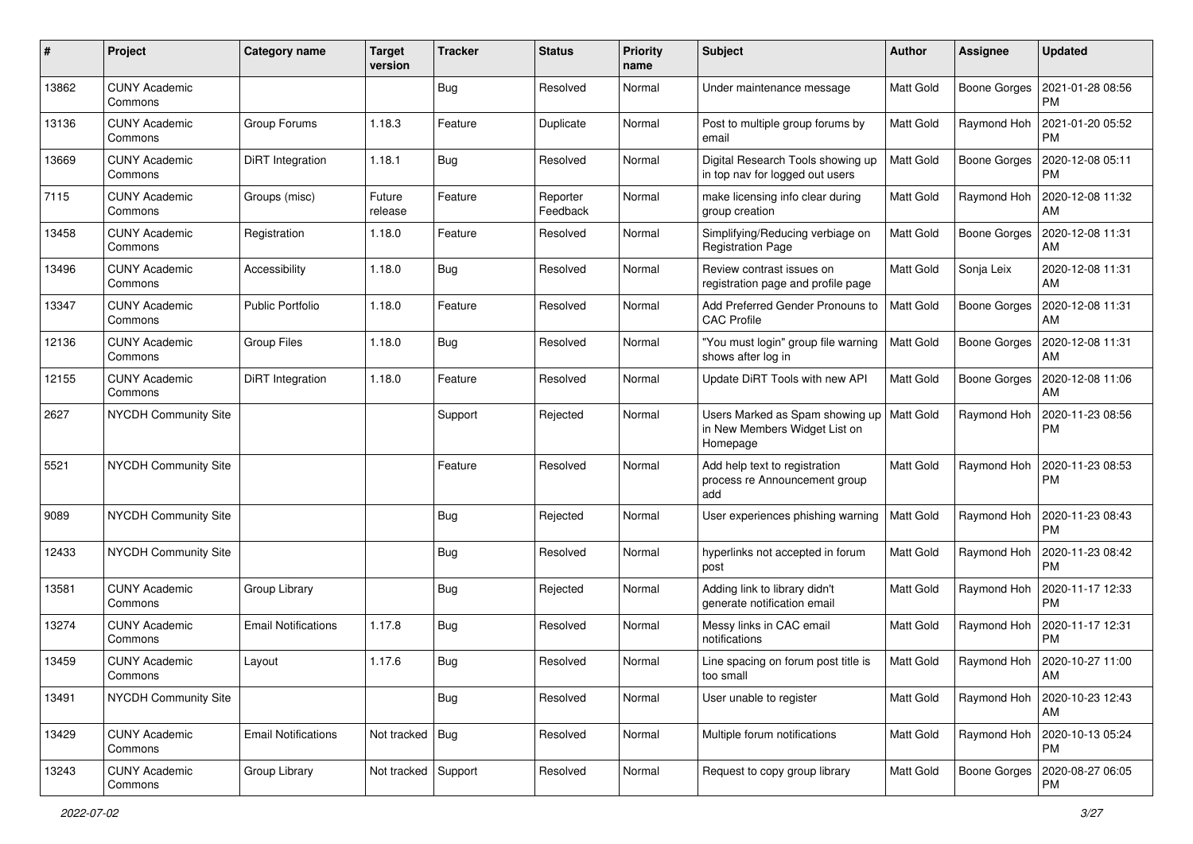| # | Project | Category name | Target version | Tracker | Status | Priority name | Subject | Author | Assignee | Updated |
|---|---|---|---|---|---|---|---|---|---|---|
| 13862 | CUNY Academic Commons | | | Bug | Resolved | Normal | Under maintenance message | Matt Gold | Boone Gorges | 2021-01-28 08:56 PM |
| 13136 | CUNY Academic Commons | Group Forums | 1.18.3 | Feature | Duplicate | Normal | Post to multiple group forums by email | Matt Gold | Raymond Hoh | 2021-01-20 05:52 PM |
| 13669 | CUNY Academic Commons | DiRT Integration | 1.18.1 | Bug | Resolved | Normal | Digital Research Tools showing up in top nav for logged out users | Matt Gold | Boone Gorges | 2020-12-08 05:11 PM |
| 7115 | CUNY Academic Commons | Groups (misc) | Future release | Feature | Reporter Feedback | Normal | make licensing info clear during group creation | Matt Gold | Raymond Hoh | 2020-12-08 11:32 AM |
| 13458 | CUNY Academic Commons | Registration | 1.18.0 | Feature | Resolved | Normal | Simplifying/Reducing verbiage on Registration Page | Matt Gold | Boone Gorges | 2020-12-08 11:31 AM |
| 13496 | CUNY Academic Commons | Accessibility | 1.18.0 | Bug | Resolved | Normal | Review contrast issues on registration page and profile page | Matt Gold | Sonja Leix | 2020-12-08 11:31 AM |
| 13347 | CUNY Academic Commons | Public Portfolio | 1.18.0 | Feature | Resolved | Normal | Add Preferred Gender Pronouns to CAC Profile | Matt Gold | Boone Gorges | 2020-12-08 11:31 AM |
| 12136 | CUNY Academic Commons | Group Files | 1.18.0 | Bug | Resolved | Normal | "You must login" group file warning shows after log in | Matt Gold | Boone Gorges | 2020-12-08 11:31 AM |
| 12155 | CUNY Academic Commons | DiRT Integration | 1.18.0 | Feature | Resolved | Normal | Update DiRT Tools with new API | Matt Gold | Boone Gorges | 2020-12-08 11:06 AM |
| 2627 | NYCDH Community Site | | | Support | Rejected | Normal | Users Marked as Spam showing up in New Members Widget List on Homepage | Matt Gold | Raymond Hoh | 2020-11-23 08:56 PM |
| 5521 | NYCDH Community Site | | | Feature | Resolved | Normal | Add help text to registration process re Announcement group add | Matt Gold | Raymond Hoh | 2020-11-23 08:53 PM |
| 9089 | NYCDH Community Site | | | Bug | Rejected | Normal | User experiences phishing warning | Matt Gold | Raymond Hoh | 2020-11-23 08:43 PM |
| 12433 | NYCDH Community Site | | | Bug | Resolved | Normal | hyperlinks not accepted in forum post | Matt Gold | Raymond Hoh | 2020-11-23 08:42 PM |
| 13581 | CUNY Academic Commons | Group Library | | Bug | Rejected | Normal | Adding link to library didn't generate notification email | Matt Gold | Raymond Hoh | 2020-11-17 12:33 PM |
| 13274 | CUNY Academic Commons | Email Notifications | 1.17.8 | Bug | Resolved | Normal | Messy links in CAC email notifications | Matt Gold | Raymond Hoh | 2020-11-17 12:31 PM |
| 13459 | CUNY Academic Commons | Layout | 1.17.6 | Bug | Resolved | Normal | Line spacing on forum post title is too small | Matt Gold | Raymond Hoh | 2020-10-27 11:00 AM |
| 13491 | NYCDH Community Site | | | Bug | Resolved | Normal | User unable to register | Matt Gold | Raymond Hoh | 2020-10-23 12:43 AM |
| 13429 | CUNY Academic Commons | Email Notifications | Not tracked | Bug | Resolved | Normal | Multiple forum notifications | Matt Gold | Raymond Hoh | 2020-10-13 05:24 PM |
| 13243 | CUNY Academic Commons | Group Library | Not tracked | Support | Resolved | Normal | Request to copy group library | Matt Gold | Boone Gorges | 2020-08-27 06:05 PM |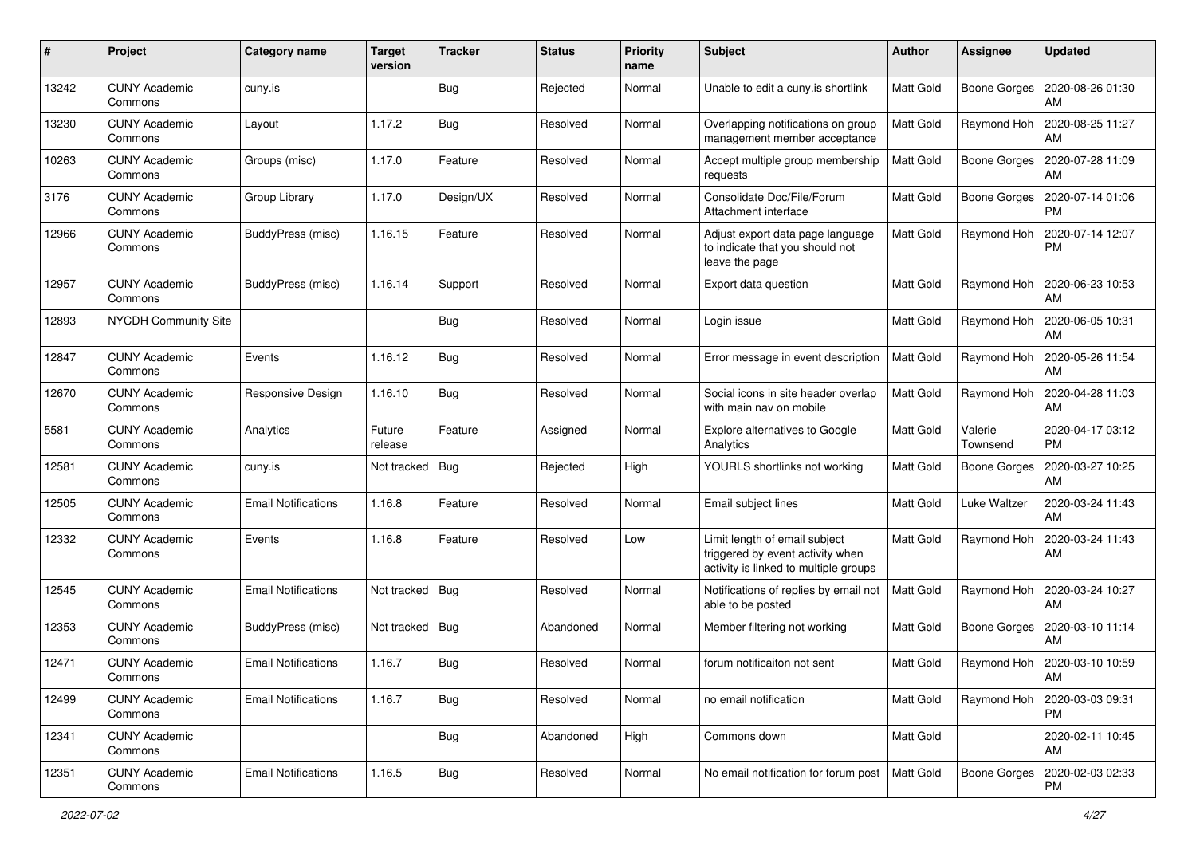| # | Project | Category name | Target version | Tracker | Status | Priority name | Subject | Author | Assignee | Updated |
|---|---|---|---|---|---|---|---|---|---|---|
| 13242 | CUNY Academic Commons | cuny.is | | Bug | Rejected | Normal | Unable to edit a cuny.is shortlink | Matt Gold | Boone Gorges | 2020-08-26 01:30 AM |
| 13230 | CUNY Academic Commons | Layout | 1.17.2 | Bug | Resolved | Normal | Overlapping notifications on group management member acceptance | Matt Gold | Raymond Hoh | 2020-08-25 11:27 AM |
| 10263 | CUNY Academic Commons | Groups (misc) | 1.17.0 | Feature | Resolved | Normal | Accept multiple group membership requests | Matt Gold | Boone Gorges | 2020-07-28 11:09 AM |
| 3176 | CUNY Academic Commons | Group Library | 1.17.0 | Design/UX | Resolved | Normal | Consolidate Doc/File/Forum Attachment interface | Matt Gold | Boone Gorges | 2020-07-14 01:06 PM |
| 12966 | CUNY Academic Commons | BuddyPress (misc) | 1.16.15 | Feature | Resolved | Normal | Adjust export data page language to indicate that you should not leave the page | Matt Gold | Raymond Hoh | 2020-07-14 12:07 PM |
| 12957 | CUNY Academic Commons | BuddyPress (misc) | 1.16.14 | Support | Resolved | Normal | Export data question | Matt Gold | Raymond Hoh | 2020-06-23 10:53 AM |
| 12893 | NYCDH Community Site | | | Bug | Resolved | Normal | Login issue | Matt Gold | Raymond Hoh | 2020-06-05 10:31 AM |
| 12847 | CUNY Academic Commons | Events | 1.16.12 | Bug | Resolved | Normal | Error message in event description | Matt Gold | Raymond Hoh | 2020-05-26 11:54 AM |
| 12670 | CUNY Academic Commons | Responsive Design | 1.16.10 | Bug | Resolved | Normal | Social icons in site header overlap with main nav on mobile | Matt Gold | Raymond Hoh | 2020-04-28 11:03 AM |
| 5581 | CUNY Academic Commons | Analytics | Future release | Feature | Assigned | Normal | Explore alternatives to Google Analytics | Matt Gold | Valerie Townsend | 2020-04-17 03:12 PM |
| 12581 | CUNY Academic Commons | cuny.is | Not tracked | Bug | Rejected | High | YOURLS shortlinks not working | Matt Gold | Boone Gorges | 2020-03-27 10:25 AM |
| 12505 | CUNY Academic Commons | Email Notifications | 1.16.8 | Feature | Resolved | Normal | Email subject lines | Matt Gold | Luke Waltzer | 2020-03-24 11:43 AM |
| 12332 | CUNY Academic Commons | Events | 1.16.8 | Feature | Resolved | Low | Limit length of email subject triggered by event activity when activity is linked to multiple groups | Matt Gold | Raymond Hoh | 2020-03-24 11:43 AM |
| 12545 | CUNY Academic Commons | Email Notifications | Not tracked | Bug | Resolved | Normal | Notifications of replies by email not able to be posted | Matt Gold | Raymond Hoh | 2020-03-24 10:27 AM |
| 12353 | CUNY Academic Commons | BuddyPress (misc) | Not tracked | Bug | Abandoned | Normal | Member filtering not working | Matt Gold | Boone Gorges | 2020-03-10 11:14 AM |
| 12471 | CUNY Academic Commons | Email Notifications | 1.16.7 | Bug | Resolved | Normal | forum notificaiton not sent | Matt Gold | Raymond Hoh | 2020-03-10 10:59 AM |
| 12499 | CUNY Academic Commons | Email Notifications | 1.16.7 | Bug | Resolved | Normal | no email notification | Matt Gold | Raymond Hoh | 2020-03-03 09:31 PM |
| 12341 | CUNY Academic Commons | | | Bug | Abandoned | High | Commons down | Matt Gold | | 2020-02-11 10:45 AM |
| 12351 | CUNY Academic Commons | Email Notifications | 1.16.5 | Bug | Resolved | Normal | No email notification for forum post | Matt Gold | Boone Gorges | 2020-02-03 02:33 PM |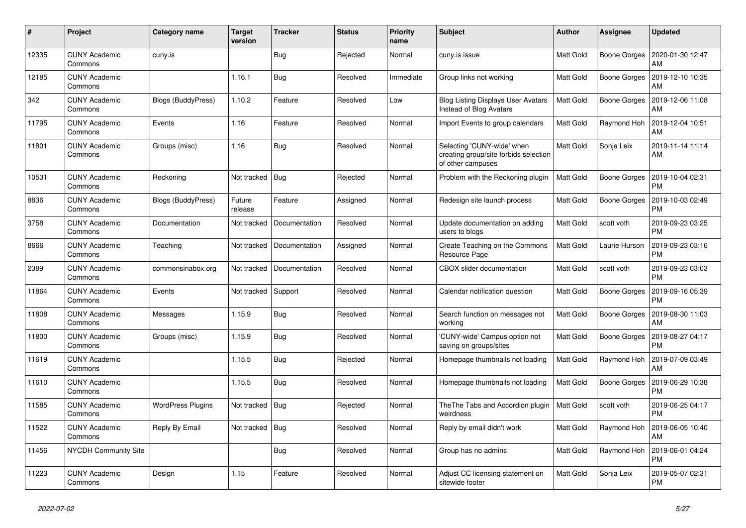| # | Project | Category name | Target version | Tracker | Status | Priority name | Subject | Author | Assignee | Updated |
|---|---|---|---|---|---|---|---|---|---|---|
| 12335 | CUNY Academic Commons | cuny.is | | Bug | Rejected | Normal | cuny.is issue | Matt Gold | Boone Gorges | 2020-01-30 12:47 AM |
| 12185 | CUNY Academic Commons | | 1.16.1 | Bug | Resolved | Immediate | Group links not working | Matt Gold | Boone Gorges | 2019-12-10 10:35 AM |
| 342 | CUNY Academic Commons | Blogs (BuddyPress) | 1.10.2 | Feature | Resolved | Low | Blog Listing Displays User Avatars Instead of Blog Avatars | Matt Gold | Boone Gorges | 2019-12-06 11:08 AM |
| 11795 | CUNY Academic Commons | Events | 1.16 | Feature | Resolved | Normal | Import Events to group calendars | Matt Gold | Raymond Hoh | 2019-12-04 10:51 AM |
| 11801 | CUNY Academic Commons | Groups (misc) | 1.16 | Bug | Resolved | Normal | Selecting 'CUNY-wide' when creating group/site forbids selection of other campuses | Matt Gold | Sonja Leix | 2019-11-14 11:14 AM |
| 10531 | CUNY Academic Commons | Reckoning | Not tracked | Bug | Rejected | Normal | Problem with the Reckoning plugin | Matt Gold | Boone Gorges | 2019-10-04 02:31 PM |
| 8836 | CUNY Academic Commons | Blogs (BuddyPress) | Future release | Feature | Assigned | Normal | Redesign site launch process | Matt Gold | Boone Gorges | 2019-10-03 02:49 PM |
| 3758 | CUNY Academic Commons | Documentation | Not tracked | Documentation | Resolved | Normal | Update documentation on adding users to blogs | Matt Gold | scott voth | 2019-09-23 03:25 PM |
| 8666 | CUNY Academic Commons | Teaching | Not tracked | Documentation | Assigned | Normal | Create Teaching on the Commons Resource Page | Matt Gold | Laurie Hurson | 2019-09-23 03:16 PM |
| 2389 | CUNY Academic Commons | commonsinabox.org | Not tracked | Documentation | Resolved | Normal | CBOX slider documentation | Matt Gold | scott voth | 2019-09-23 03:03 PM |
| 11864 | CUNY Academic Commons | Events | Not tracked | Support | Resolved | Normal | Calendar notification question | Matt Gold | Boone Gorges | 2019-09-16 05:39 PM |
| 11808 | CUNY Academic Commons | Messages | 1.15.9 | Bug | Resolved | Normal | Search function on messages not working | Matt Gold | Boone Gorges | 2019-08-30 11:03 AM |
| 11800 | CUNY Academic Commons | Groups (misc) | 1.15.9 | Bug | Resolved | Normal | 'CUNY-wide' Campus option not saving on groups/sites | Matt Gold | Boone Gorges | 2019-08-27 04:17 PM |
| 11619 | CUNY Academic Commons | | 1.15.5 | Bug | Rejected | Normal | Homepage thumbnails not loading | Matt Gold | Raymond Hoh | 2019-07-09 03:49 AM |
| 11610 | CUNY Academic Commons | | 1.15.5 | Bug | Resolved | Normal | Homepage thumbnails not loading | Matt Gold | Boone Gorges | 2019-06-29 10:38 PM |
| 11585 | CUNY Academic Commons | WordPress Plugins | Not tracked | Bug | Rejected | Normal | TheThe Tabs and Accordion plugin weirdness | Matt Gold | scott voth | 2019-06-25 04:17 PM |
| 11522 | CUNY Academic Commons | Reply By Email | Not tracked | Bug | Resolved | Normal | Reply by email didn't work | Matt Gold | Raymond Hoh | 2019-06-05 10:40 AM |
| 11456 | NYCDH Community Site | | | Bug | Resolved | Normal | Group has no admins | Matt Gold | Raymond Hoh | 2019-06-01 04:24 PM |
| 11223 | CUNY Academic Commons | Design | 1.15 | Feature | Resolved | Normal | Adjust CC licensing statement on sitewide footer | Matt Gold | Sonja Leix | 2019-05-07 02:31 PM |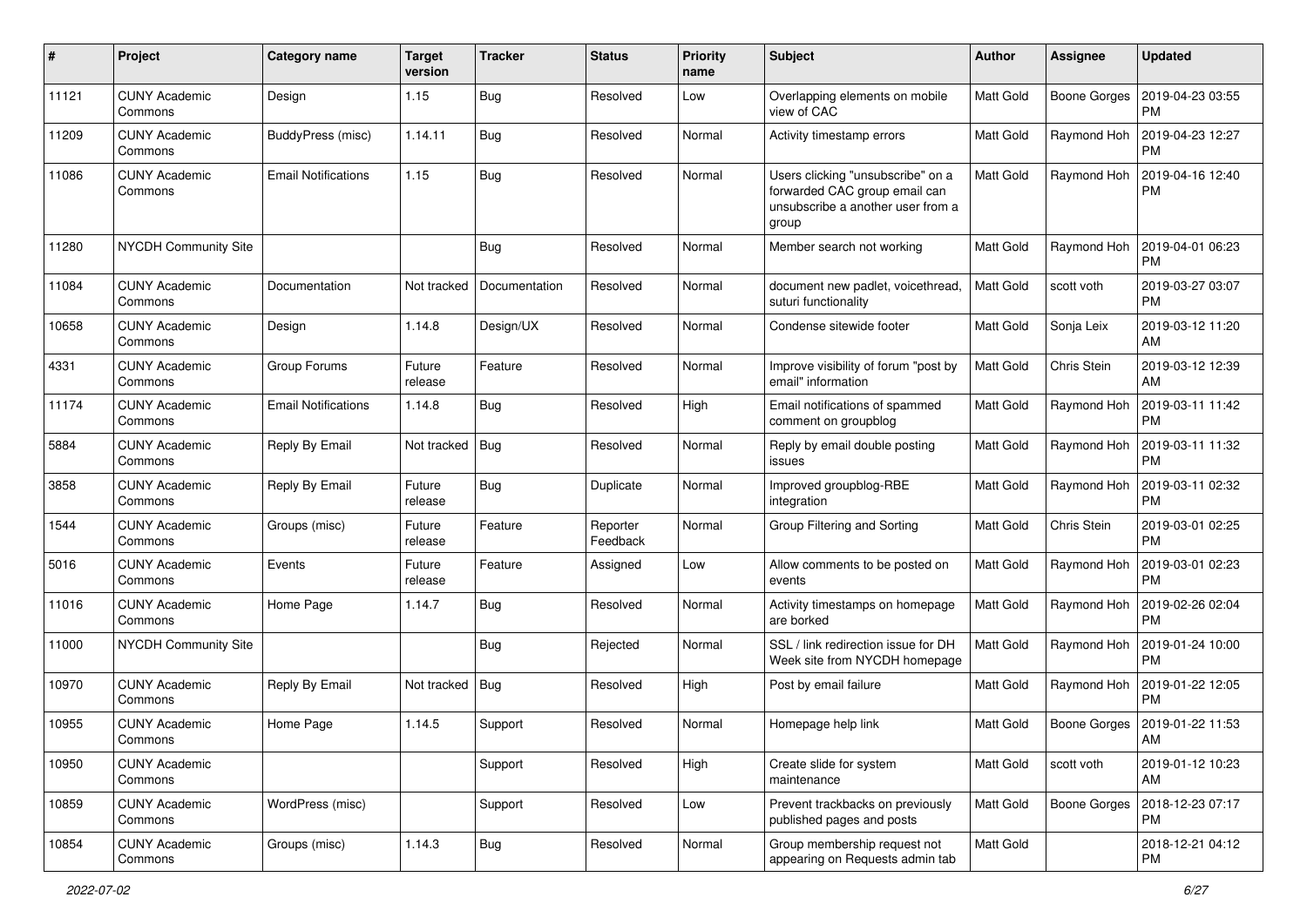| # | Project | Category name | Target version | Tracker | Status | Priority name | Subject | Author | Assignee | Updated |
|---|---|---|---|---|---|---|---|---|---|---|
| 11121 | CUNY Academic Commons | Design | 1.15 | Bug | Resolved | Low | Overlapping elements on mobile view of CAC | Matt Gold | Boone Gorges | 2019-04-23 03:55 PM |
| 11209 | CUNY Academic Commons | BuddyPress (misc) | 1.14.11 | Bug | Resolved | Normal | Activity timestamp errors | Matt Gold | Raymond Hoh | 2019-04-23 12:27 PM |
| 11086 | CUNY Academic Commons | Email Notifications | 1.15 | Bug | Resolved | Normal | Users clicking "unsubscribe" on a forwarded CAC group email can unsubscribe a another user from a group | Matt Gold | Raymond Hoh | 2019-04-16 12:40 PM |
| 11280 | NYCDH Community Site | | | Bug | Resolved | Normal | Member search not working | Matt Gold | Raymond Hoh | 2019-04-01 06:23 PM |
| 11084 | CUNY Academic Commons | Documentation | Not tracked | Documentation | Resolved | Normal | document new padlet, voicethread, suturi functionality | Matt Gold | scott voth | 2019-03-27 03:07 PM |
| 10658 | CUNY Academic Commons | Design | 1.14.8 | Design/UX | Resolved | Normal | Condense sitewide footer | Matt Gold | Sonja Leix | 2019-03-12 11:20 AM |
| 4331 | CUNY Academic Commons | Group Forums | Future release | Feature | Resolved | Normal | Improve visibility of forum "post by email" information | Matt Gold | Chris Stein | 2019-03-12 12:39 AM |
| 11174 | CUNY Academic Commons | Email Notifications | 1.14.8 | Bug | Resolved | High | Email notifications of spammed comment on groupblog | Matt Gold | Raymond Hoh | 2019-03-11 11:42 PM |
| 5884 | CUNY Academic Commons | Reply By Email | Not tracked | Bug | Resolved | Normal | Reply by email double posting issues | Matt Gold | Raymond Hoh | 2019-03-11 11:32 PM |
| 3858 | CUNY Academic Commons | Reply By Email | Future release | Bug | Duplicate | Normal | Improved groupblog-RBE integration | Matt Gold | Raymond Hoh | 2019-03-11 02:32 PM |
| 1544 | CUNY Academic Commons | Groups (misc) | Future release | Feature | Reporter Feedback | Normal | Group Filtering and Sorting | Matt Gold | Chris Stein | 2019-03-01 02:25 PM |
| 5016 | CUNY Academic Commons | Events | Future release | Feature | Assigned | Low | Allow comments to be posted on events | Matt Gold | Raymond Hoh | 2019-03-01 02:23 PM |
| 11016 | CUNY Academic Commons | Home Page | 1.14.7 | Bug | Resolved | Normal | Activity timestamps on homepage are borked | Matt Gold | Raymond Hoh | 2019-02-26 02:04 PM |
| 11000 | NYCDH Community Site | | | Bug | Rejected | Normal | SSL / link redirection issue for DH Week site from NYCDH homepage | Matt Gold | Raymond Hoh | 2019-01-24 10:00 PM |
| 10970 | CUNY Academic Commons | Reply By Email | Not tracked | Bug | Resolved | High | Post by email failure | Matt Gold | Raymond Hoh | 2019-01-22 12:05 PM |
| 10955 | CUNY Academic Commons | Home Page | 1.14.5 | Support | Resolved | Normal | Homepage help link | Matt Gold | Boone Gorges | 2019-01-22 11:53 AM |
| 10950 | CUNY Academic Commons | | | Support | Resolved | High | Create slide for system maintenance | Matt Gold | scott voth | 2019-01-12 10:23 AM |
| 10859 | CUNY Academic Commons | WordPress (misc) | | Support | Resolved | Low | Prevent trackbacks on previously published pages and posts | Matt Gold | Boone Gorges | 2018-12-23 07:17 PM |
| 10854 | CUNY Academic Commons | Groups (misc) | 1.14.3 | Bug | Resolved | Normal | Group membership request not appearing on Requests admin tab | Matt Gold | | 2018-12-21 04:12 PM |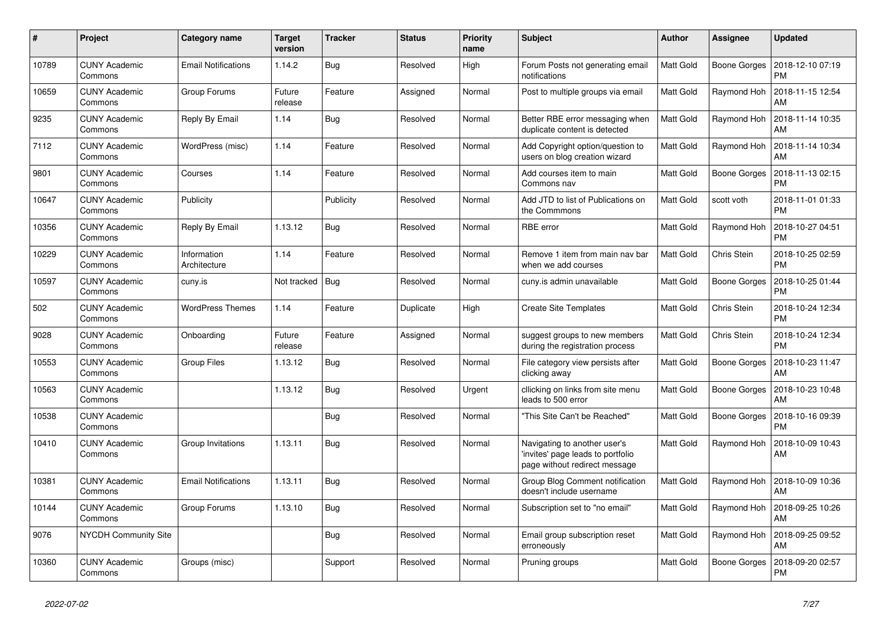| # | Project | Category name | Target version | Tracker | Status | Priority name | Subject | Author | Assignee | Updated |
|---|---|---|---|---|---|---|---|---|---|---|
| 10789 | CUNY Academic Commons | Email Notifications | 1.14.2 | Bug | Resolved | High | Forum Posts not generating email notifications | Matt Gold | Boone Gorges | 2018-12-10 07:19 PM |
| 10659 | CUNY Academic Commons | Group Forums | Future release | Feature | Assigned | Normal | Post to multiple groups via email | Matt Gold | Raymond Hoh | 2018-11-15 12:54 AM |
| 9235 | CUNY Academic Commons | Reply By Email | 1.14 | Bug | Resolved | Normal | Better RBE error messaging when duplicate content is detected | Matt Gold | Raymond Hoh | 2018-11-14 10:35 AM |
| 7112 | CUNY Academic Commons | WordPress (misc) | 1.14 | Feature | Resolved | Normal | Add Copyright option/question to users on blog creation wizard | Matt Gold | Raymond Hoh | 2018-11-14 10:34 AM |
| 9801 | CUNY Academic Commons | Courses | 1.14 | Feature | Resolved | Normal | Add courses item to main Commons nav | Matt Gold | Boone Gorges | 2018-11-13 02:15 PM |
| 10647 | CUNY Academic Commons | Publicity | | Publicity | Resolved | Normal | Add JTD to list of Publications on the Commmons | Matt Gold | scott voth | 2018-11-01 01:33 PM |
| 10356 | CUNY Academic Commons | Reply By Email | 1.13.12 | Bug | Resolved | Normal | RBE error | Matt Gold | Raymond Hoh | 2018-10-27 04:51 PM |
| 10229 | CUNY Academic Commons | Information Architecture | 1.14 | Feature | Resolved | Normal | Remove 1 item from main nav bar when we add courses | Matt Gold | Chris Stein | 2018-10-25 02:59 PM |
| 10597 | CUNY Academic Commons | cuny.is | Not tracked | Bug | Resolved | Normal | cuny.is admin unavailable | Matt Gold | Boone Gorges | 2018-10-25 01:44 PM |
| 502 | CUNY Academic Commons | WordPress Themes | 1.14 | Feature | Duplicate | High | Create Site Templates | Matt Gold | Chris Stein | 2018-10-24 12:34 PM |
| 9028 | CUNY Academic Commons | Onboarding | Future release | Feature | Assigned | Normal | suggest groups to new members during the registration process | Matt Gold | Chris Stein | 2018-10-24 12:34 PM |
| 10553 | CUNY Academic Commons | Group Files | 1.13.12 | Bug | Resolved | Normal | File category view persists after clicking away | Matt Gold | Boone Gorges | 2018-10-23 11:47 AM |
| 10563 | CUNY Academic Commons | | 1.13.12 | Bug | Resolved | Urgent | cllicking on links from site menu leads to 500 error | Matt Gold | Boone Gorges | 2018-10-23 10:48 AM |
| 10538 | CUNY Academic Commons | | | Bug | Resolved | Normal | "This Site Can't be Reached" | Matt Gold | Boone Gorges | 2018-10-16 09:39 PM |
| 10410 | CUNY Academic Commons | Group Invitations | 1.13.11 | Bug | Resolved | Normal | Navigating to another user's 'invites' page leads to portfolio page without redirect message | Matt Gold | Raymond Hoh | 2018-10-09 10:43 AM |
| 10381 | CUNY Academic Commons | Email Notifications | 1.13.11 | Bug | Resolved | Normal | Group Blog Comment notification doesn't include username | Matt Gold | Raymond Hoh | 2018-10-09 10:36 AM |
| 10144 | CUNY Academic Commons | Group Forums | 1.13.10 | Bug | Resolved | Normal | Subscription set to "no email" | Matt Gold | Raymond Hoh | 2018-09-25 10:26 AM |
| 9076 | NYCDH Community Site | | | Bug | Resolved | Normal | Email group subscription reset erroneously | Matt Gold | Raymond Hoh | 2018-09-25 09:52 AM |
| 10360 | CUNY Academic Commons | Groups (misc) | | Support | Resolved | Normal | Pruning groups | Matt Gold | Boone Gorges | 2018-09-20 02:57 PM |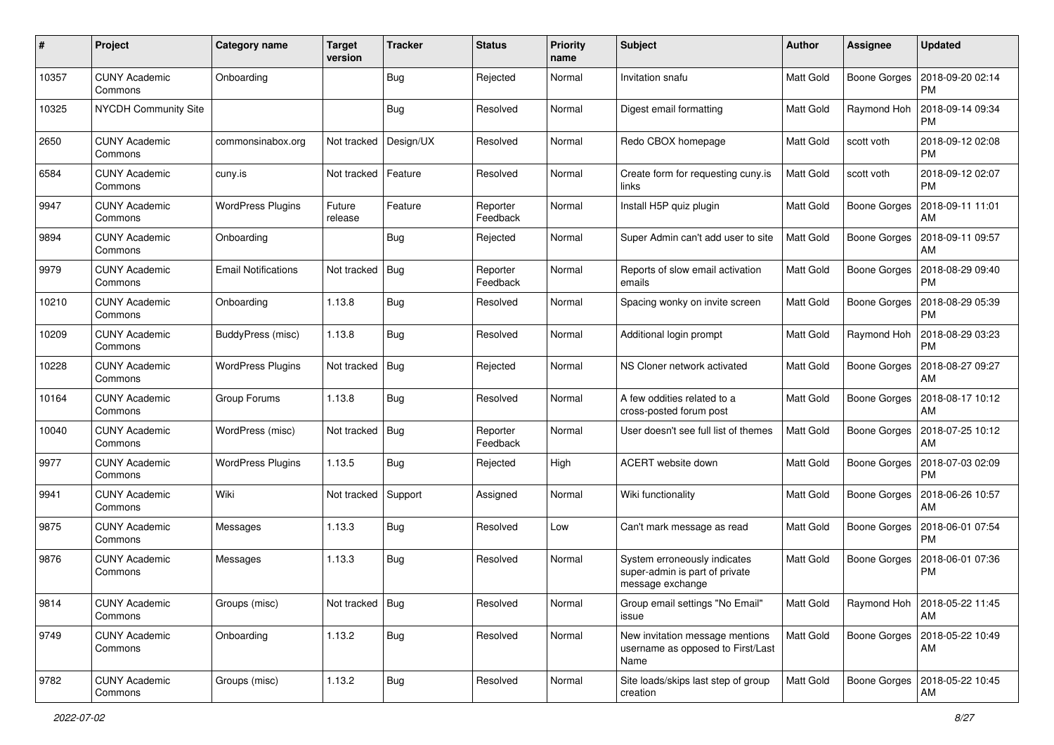| # | Project | Category name | Target version | Tracker | Status | Priority name | Subject | Author | Assignee | Updated |
|---|---|---|---|---|---|---|---|---|---|---|
| 10357 | CUNY Academic Commons | Onboarding | | Bug | Rejected | Normal | Invitation snafu | Matt Gold | Boone Gorges | 2018-09-20 02:14 PM |
| 10325 | NYCDH Community Site | | | Bug | Resolved | Normal | Digest email formatting | Matt Gold | Raymond Hoh | 2018-09-14 09:34 PM |
| 2650 | CUNY Academic Commons | commonsinabox.org | Not tracked | Design/UX | Resolved | Normal | Redo CBOX homepage | Matt Gold | scott voth | 2018-09-12 02:08 PM |
| 6584 | CUNY Academic Commons | cuny.is | Not tracked | Feature | Resolved | Normal | Create form for requesting cuny.is links | Matt Gold | scott voth | 2018-09-12 02:07 PM |
| 9947 | CUNY Academic Commons | WordPress Plugins | Future release | Feature | Reporter Feedback | Normal | Install H5P quiz plugin | Matt Gold | Boone Gorges | 2018-09-11 11:01 AM |
| 9894 | CUNY Academic Commons | Onboarding | | Bug | Rejected | Normal | Super Admin can't add user to site | Matt Gold | Boone Gorges | 2018-09-11 09:57 AM |
| 9979 | CUNY Academic Commons | Email Notifications | Not tracked | Bug | Reporter Feedback | Normal | Reports of slow email activation emails | Matt Gold | Boone Gorges | 2018-08-29 09:40 PM |
| 10210 | CUNY Academic Commons | Onboarding | 1.13.8 | Bug | Resolved | Normal | Spacing wonky on invite screen | Matt Gold | Boone Gorges | 2018-08-29 05:39 PM |
| 10209 | CUNY Academic Commons | BuddyPress (misc) | 1.13.8 | Bug | Resolved | Normal | Additional login prompt | Matt Gold | Raymond Hoh | 2018-08-29 03:23 PM |
| 10228 | CUNY Academic Commons | WordPress Plugins | Not tracked | Bug | Rejected | Normal | NS Cloner network activated | Matt Gold | Boone Gorges | 2018-08-27 09:27 AM |
| 10164 | CUNY Academic Commons | Group Forums | 1.13.8 | Bug | Resolved | Normal | A few oddities related to a cross-posted forum post | Matt Gold | Boone Gorges | 2018-08-17 10:12 AM |
| 10040 | CUNY Academic Commons | WordPress (misc) | Not tracked | Bug | Reporter Feedback | Normal | User doesn't see full list of themes | Matt Gold | Boone Gorges | 2018-07-25 10:12 AM |
| 9977 | CUNY Academic Commons | WordPress Plugins | 1.13.5 | Bug | Rejected | High | ACERT website down | Matt Gold | Boone Gorges | 2018-07-03 02:09 PM |
| 9941 | CUNY Academic Commons | Wiki | Not tracked | Support | Assigned | Normal | Wiki functionality | Matt Gold | Boone Gorges | 2018-06-26 10:57 AM |
| 9875 | CUNY Academic Commons | Messages | 1.13.3 | Bug | Resolved | Low | Can't mark message as read | Matt Gold | Boone Gorges | 2018-06-01 07:54 PM |
| 9876 | CUNY Academic Commons | Messages | 1.13.3 | Bug | Resolved | Normal | System erroneously indicates super-admin is part of private message exchange | Matt Gold | Boone Gorges | 2018-06-01 07:36 PM |
| 9814 | CUNY Academic Commons | Groups (misc) | Not tracked | Bug | Resolved | Normal | Group email settings "No Email" issue | Matt Gold | Raymond Hoh | 2018-05-22 11:45 AM |
| 9749 | CUNY Academic Commons | Onboarding | 1.13.2 | Bug | Resolved | Normal | New invitation message mentions username as opposed to First/Last Name | Matt Gold | Boone Gorges | 2018-05-22 10:49 AM |
| 9782 | CUNY Academic Commons | Groups (misc) | 1.13.2 | Bug | Resolved | Normal | Site loads/skips last step of group creation | Matt Gold | Boone Gorges | 2018-05-22 10:45 AM |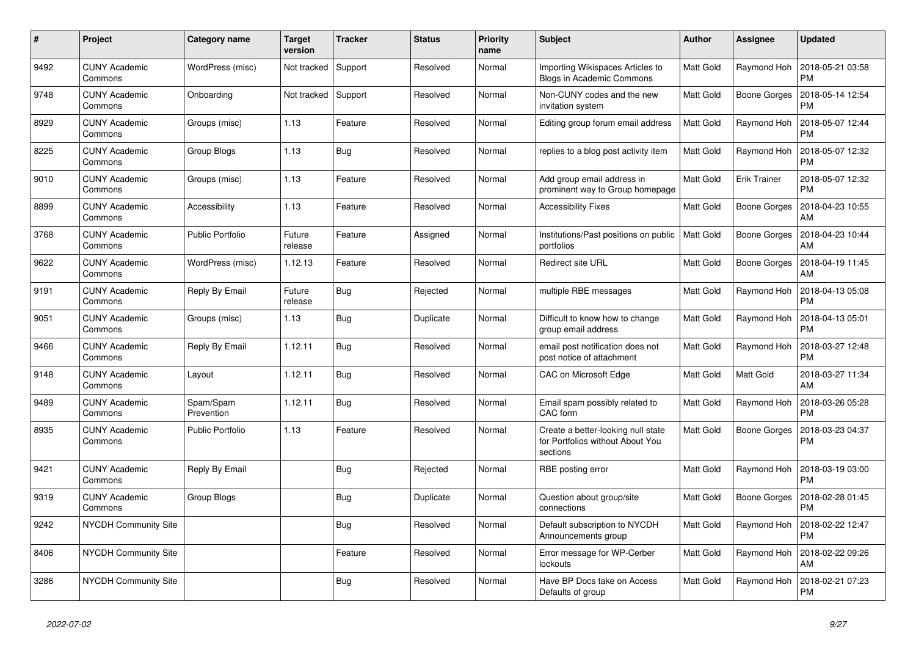| # | Project | Category name | Target version | Tracker | Status | Priority name | Subject | Author | Assignee | Updated |
|---|---|---|---|---|---|---|---|---|---|---|
| 9492 | CUNY Academic Commons | WordPress (misc) | Not tracked | Support | Resolved | Normal | Importing Wikispaces Articles to Blogs in Academic Commons | Matt Gold | Raymond Hoh | 2018-05-21 03:58 PM |
| 9748 | CUNY Academic Commons | Onboarding | Not tracked | Support | Resolved | Normal | Non-CUNY codes and the new invitation system | Matt Gold | Boone Gorges | 2018-05-14 12:54 PM |
| 8929 | CUNY Academic Commons | Groups (misc) | 1.13 | Feature | Resolved | Normal | Editing group forum email address | Matt Gold | Raymond Hoh | 2018-05-07 12:44 PM |
| 8225 | CUNY Academic Commons | Group Blogs | 1.13 | Bug | Resolved | Normal | replies to a blog post activity item | Matt Gold | Raymond Hoh | 2018-05-07 12:32 PM |
| 9010 | CUNY Academic Commons | Groups (misc) | 1.13 | Feature | Resolved | Normal | Add group email address in prominent way to Group homepage | Matt Gold | Erik Trainer | 2018-05-07 12:32 PM |
| 8899 | CUNY Academic Commons | Accessibility | 1.13 | Feature | Resolved | Normal | Accessibility Fixes | Matt Gold | Boone Gorges | 2018-04-23 10:55 AM |
| 3768 | CUNY Academic Commons | Public Portfolio | Future release | Feature | Assigned | Normal | Institutions/Past positions on public portfolios | Matt Gold | Boone Gorges | 2018-04-23 10:44 AM |
| 9622 | CUNY Academic Commons | WordPress (misc) | 1.12.13 | Feature | Resolved | Normal | Redirect site URL | Matt Gold | Boone Gorges | 2018-04-19 11:45 AM |
| 9191 | CUNY Academic Commons | Reply By Email | Future release | Bug | Rejected | Normal | multiple RBE messages | Matt Gold | Raymond Hoh | 2018-04-13 05:08 PM |
| 9051 | CUNY Academic Commons | Groups (misc) | 1.13 | Bug | Duplicate | Normal | Difficult to know how to change group email address | Matt Gold | Raymond Hoh | 2018-04-13 05:01 PM |
| 9466 | CUNY Academic Commons | Reply By Email | 1.12.11 | Bug | Resolved | Normal | email post notification does not post notice of attachment | Matt Gold | Raymond Hoh | 2018-03-27 12:48 PM |
| 9148 | CUNY Academic Commons | Layout | 1.12.11 | Bug | Resolved | Normal | CAC on Microsoft Edge | Matt Gold | Matt Gold | 2018-03-27 11:34 AM |
| 9489 | CUNY Academic Commons | Spam/Spam Prevention | 1.12.11 | Bug | Resolved | Normal | Email spam possibly related to CAC form | Matt Gold | Raymond Hoh | 2018-03-26 05:28 PM |
| 8935 | CUNY Academic Commons | Public Portfolio | 1.13 | Feature | Resolved | Normal | Create a better-looking null state for Portfolios without About You sections | Matt Gold | Boone Gorges | 2018-03-23 04:37 PM |
| 9421 | CUNY Academic Commons | Reply By Email | | Bug | Rejected | Normal | RBE posting error | Matt Gold | Raymond Hoh | 2018-03-19 03:00 PM |
| 9319 | CUNY Academic Commons | Group Blogs | | Bug | Duplicate | Normal | Question about group/site connections | Matt Gold | Boone Gorges | 2018-02-28 01:45 PM |
| 9242 | NYCDH Community Site | | | Bug | Resolved | Normal | Default subscription to NYCDH Announcements group | Matt Gold | Raymond Hoh | 2018-02-22 12:47 PM |
| 8406 | NYCDH Community Site | | | Feature | Resolved | Normal | Error message for WP-Cerber lockouts | Matt Gold | Raymond Hoh | 2018-02-22 09:26 AM |
| 3286 | NYCDH Community Site | | | Bug | Resolved | Normal | Have BP Docs take on Access Defaults of group | Matt Gold | Raymond Hoh | 2018-02-21 07:23 PM |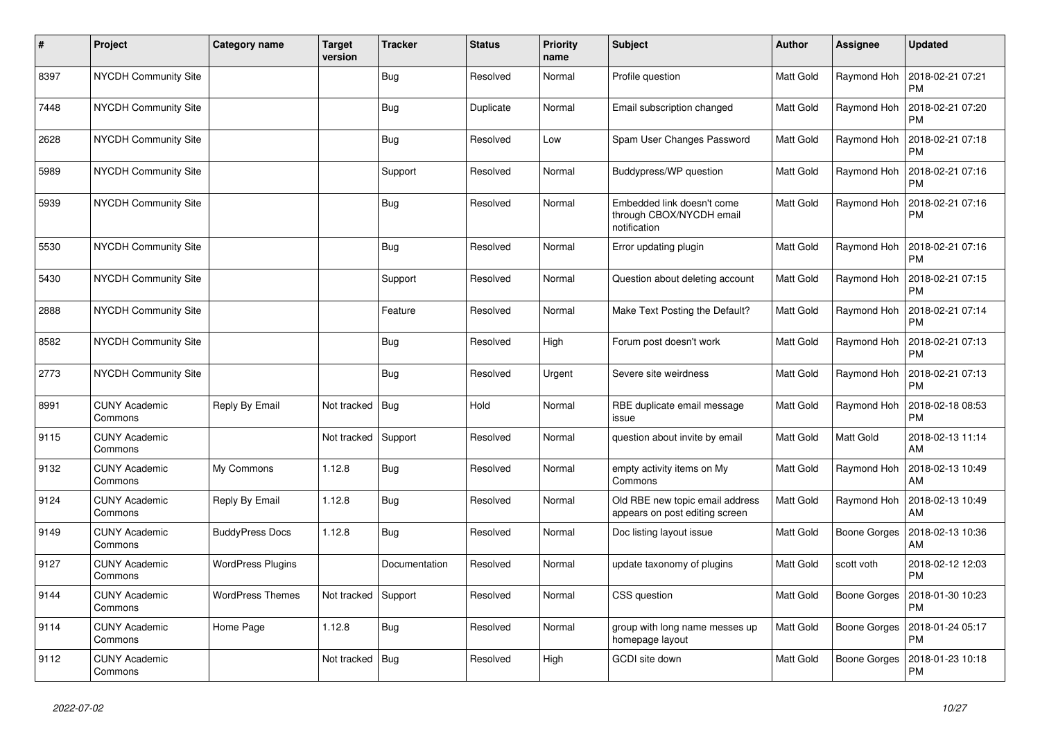| # | Project | Category name | Target version | Tracker | Status | Priority name | Subject | Author | Assignee | Updated |
|---|---|---|---|---|---|---|---|---|---|---|
| 8397 | NYCDH Community Site | | | Bug | Resolved | Normal | Profile question | Matt Gold | Raymond Hoh | 2018-02-21 07:21 PM |
| 7448 | NYCDH Community Site | | | Bug | Duplicate | Normal | Email subscription changed | Matt Gold | Raymond Hoh | 2018-02-21 07:20 PM |
| 2628 | NYCDH Community Site | | | Bug | Resolved | Low | Spam User Changes Password | Matt Gold | Raymond Hoh | 2018-02-21 07:18 PM |
| 5989 | NYCDH Community Site | | | Support | Resolved | Normal | Buddypress/WP question | Matt Gold | Raymond Hoh | 2018-02-21 07:16 PM |
| 5939 | NYCDH Community Site | | | Bug | Resolved | Normal | Embedded link doesn't come through CBOX/NYCDH email notification | Matt Gold | Raymond Hoh | 2018-02-21 07:16 PM |
| 5530 | NYCDH Community Site | | | Bug | Resolved | Normal | Error updating plugin | Matt Gold | Raymond Hoh | 2018-02-21 07:16 PM |
| 5430 | NYCDH Community Site | | | Support | Resolved | Normal | Question about deleting account | Matt Gold | Raymond Hoh | 2018-02-21 07:15 PM |
| 2888 | NYCDH Community Site | | | Feature | Resolved | Normal | Make Text Posting the Default? | Matt Gold | Raymond Hoh | 2018-02-21 07:14 PM |
| 8582 | NYCDH Community Site | | | Bug | Resolved | High | Forum post doesn't work | Matt Gold | Raymond Hoh | 2018-02-21 07:13 PM |
| 2773 | NYCDH Community Site | | | Bug | Resolved | Urgent | Severe site weirdness | Matt Gold | Raymond Hoh | 2018-02-21 07:13 PM |
| 8991 | CUNY Academic Commons | Reply By Email | Not tracked | Bug | Hold | Normal | RBE duplicate email message issue | Matt Gold | Raymond Hoh | 2018-02-18 08:53 PM |
| 9115 | CUNY Academic Commons | | Not tracked | Support | Resolved | Normal | question about invite by email | Matt Gold | Matt Gold | 2018-02-13 11:14 AM |
| 9132 | CUNY Academic Commons | My Commons | 1.12.8 | Bug | Resolved | Normal | empty activity items on My Commons | Matt Gold | Raymond Hoh | 2018-02-13 10:49 AM |
| 9124 | CUNY Academic Commons | Reply By Email | 1.12.8 | Bug | Resolved | Normal | Old RBE new topic email address appears on post editing screen | Matt Gold | Raymond Hoh | 2018-02-13 10:49 AM |
| 9149 | CUNY Academic Commons | BuddyPress Docs | 1.12.8 | Bug | Resolved | Normal | Doc listing layout issue | Matt Gold | Boone Gorges | 2018-02-13 10:36 AM |
| 9127 | CUNY Academic Commons | WordPress Plugins | | Documentation | Resolved | Normal | update taxonomy of plugins | Matt Gold | scott voth | 2018-02-12 12:03 PM |
| 9144 | CUNY Academic Commons | WordPress Themes | Not tracked | Support | Resolved | Normal | CSS question | Matt Gold | Boone Gorges | 2018-01-30 10:23 PM |
| 9114 | CUNY Academic Commons | Home Page | 1.12.8 | Bug | Resolved | Normal | group with long name messes up homepage layout | Matt Gold | Boone Gorges | 2018-01-24 05:17 PM |
| 9112 | CUNY Academic Commons | | Not tracked | Bug | Resolved | High | GCDI site down | Matt Gold | Boone Gorges | 2018-01-23 10:18 PM |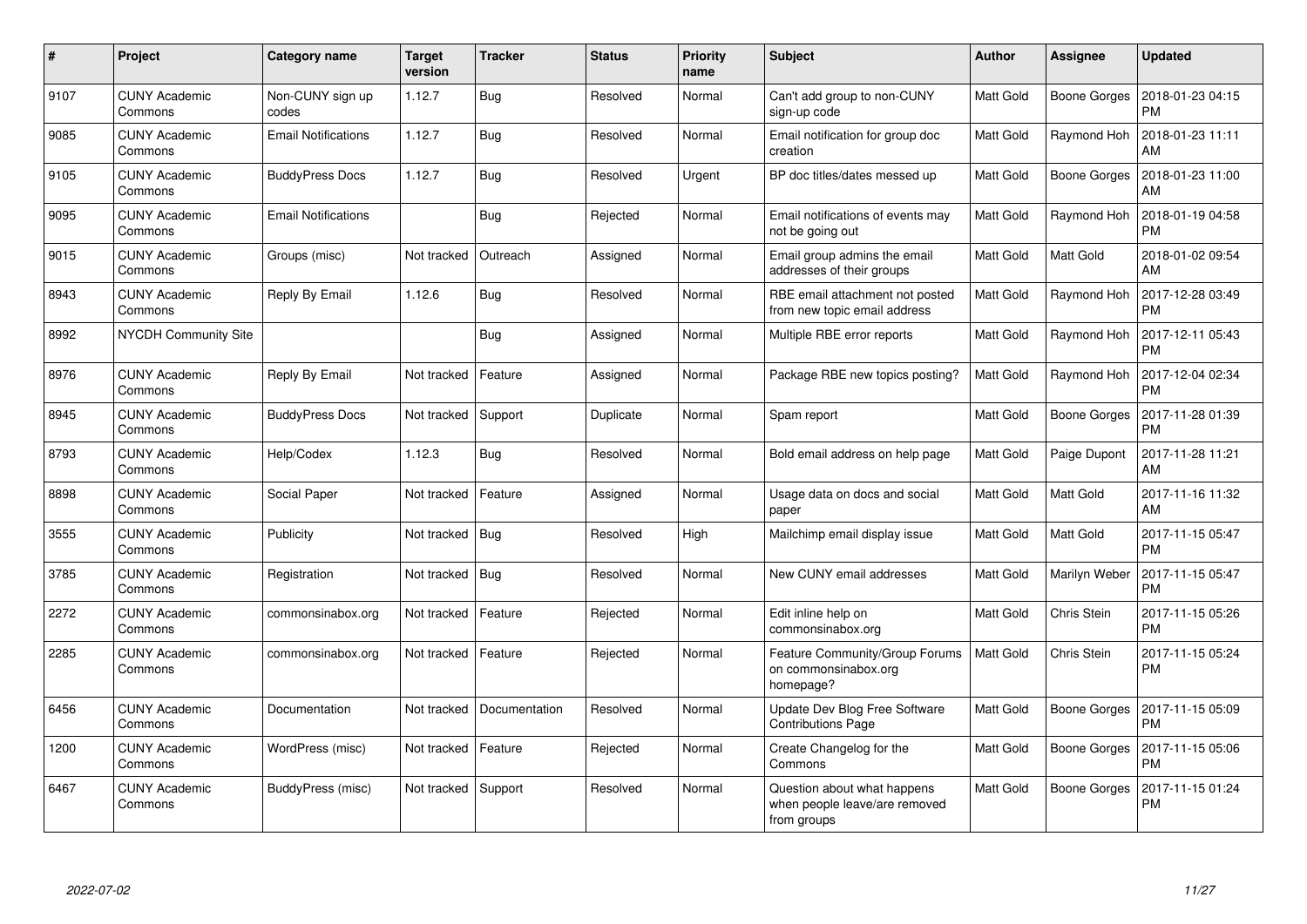| # | Project | Category name | Target version | Tracker | Status | Priority name | Subject | Author | Assignee | Updated |
|---|---|---|---|---|---|---|---|---|---|---|
| 9107 | CUNY Academic Commons | Non-CUNY sign up codes | 1.12.7 | Bug | Resolved | Normal | Can't add group to non-CUNY sign-up code | Matt Gold | Boone Gorges | 2018-01-23 04:15 PM |
| 9085 | CUNY Academic Commons | Email Notifications | 1.12.7 | Bug | Resolved | Normal | Email notification for group doc creation | Matt Gold | Raymond Hoh | 2018-01-23 11:11 AM |
| 9105 | CUNY Academic Commons | BuddyPress Docs | 1.12.7 | Bug | Resolved | Urgent | BP doc titles/dates messed up | Matt Gold | Boone Gorges | 2018-01-23 11:00 AM |
| 9095 | CUNY Academic Commons | Email Notifications | | Bug | Rejected | Normal | Email notifications of events may not be going out | Matt Gold | Raymond Hoh | 2018-01-19 04:58 PM |
| 9015 | CUNY Academic Commons | Groups (misc) | Not tracked | Outreach | Assigned | Normal | Email group admins the email addresses of their groups | Matt Gold | Matt Gold | 2018-01-02 09:54 AM |
| 8943 | CUNY Academic Commons | Reply By Email | 1.12.6 | Bug | Resolved | Normal | RBE email attachment not posted from new topic email address | Matt Gold | Raymond Hoh | 2017-12-28 03:49 PM |
| 8992 | NYCDH Community Site | | | Bug | Assigned | Normal | Multiple RBE error reports | Matt Gold | Raymond Hoh | 2017-12-11 05:43 PM |
| 8976 | CUNY Academic Commons | Reply By Email | Not tracked | Feature | Assigned | Normal | Package RBE new topics posting? | Matt Gold | Raymond Hoh | 2017-12-04 02:34 PM |
| 8945 | CUNY Academic Commons | BuddyPress Docs | Not tracked | Support | Duplicate | Normal | Spam report | Matt Gold | Boone Gorges | 2017-11-28 01:39 PM |
| 8793 | CUNY Academic Commons | Help/Codex | 1.12.3 | Bug | Resolved | Normal | Bold email address on help page | Matt Gold | Paige Dupont | 2017-11-28 11:21 AM |
| 8898 | CUNY Academic Commons | Social Paper | Not tracked | Feature | Assigned | Normal | Usage data on docs and social paper | Matt Gold | Matt Gold | 2017-11-16 11:32 AM |
| 3555 | CUNY Academic Commons | Publicity | Not tracked | Bug | Resolved | High | Mailchimp email display issue | Matt Gold | Matt Gold | 2017-11-15 05:47 PM |
| 3785 | CUNY Academic Commons | Registration | Not tracked | Bug | Resolved | Normal | New CUNY email addresses | Matt Gold | Marilyn Weber | 2017-11-15 05:47 PM |
| 2272 | CUNY Academic Commons | commonsinabox.org | Not tracked | Feature | Rejected | Normal | Edit inline help on commonsinabox.org | Matt Gold | Chris Stein | 2017-11-15 05:26 PM |
| 2285 | CUNY Academic Commons | commonsinabox.org | Not tracked | Feature | Rejected | Normal | Feature Community/Group Forums on commonsinabox.org homepage? | Matt Gold | Chris Stein | 2017-11-15 05:24 PM |
| 6456 | CUNY Academic Commons | Documentation | Not tracked | Documentation | Resolved | Normal | Update Dev Blog Free Software Contributions Page | Matt Gold | Boone Gorges | 2017-11-15 05:09 PM |
| 1200 | CUNY Academic Commons | WordPress (misc) | Not tracked | Feature | Rejected | Normal | Create Changelog for the Commons | Matt Gold | Boone Gorges | 2017-11-15 05:06 PM |
| 6467 | CUNY Academic Commons | BuddyPress (misc) | Not tracked | Support | Resolved | Normal | Question about what happens when people leave/are removed from groups | Matt Gold | Boone Gorges | 2017-11-15 01:24 PM |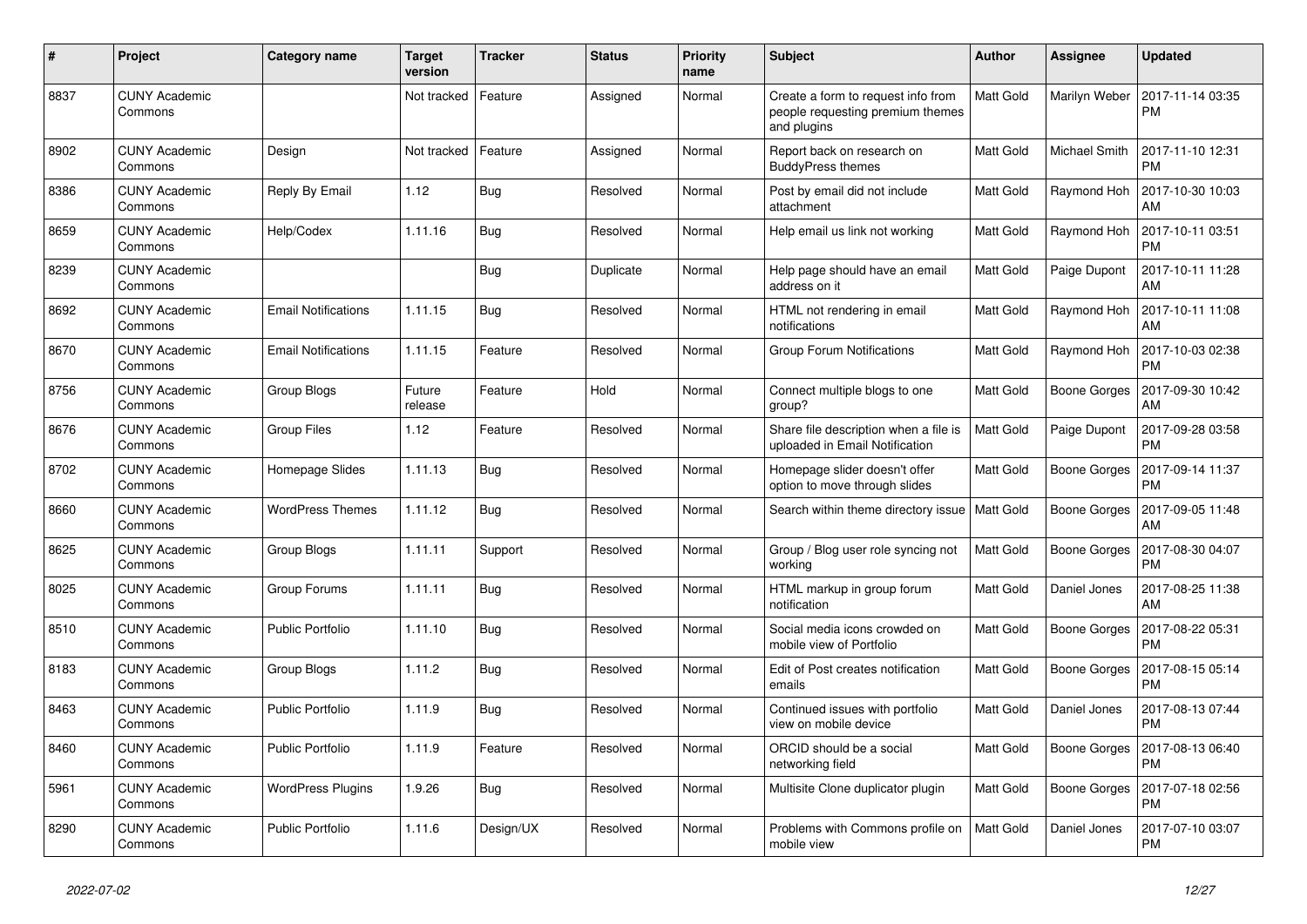| # | Project | Category name | Target version | Tracker | Status | Priority name | Subject | Author | Assignee | Updated |
|---|---|---|---|---|---|---|---|---|---|---|
| 8837 | CUNY Academic Commons | | Not tracked | Feature | Assigned | Normal | Create a form to request info from people requesting premium themes and plugins | Matt Gold | Marilyn Weber | 2017-11-14 03:35 PM |
| 8902 | CUNY Academic Commons | Design | Not tracked | Feature | Assigned | Normal | Report back on research on BuddyPress themes | Matt Gold | Michael Smith | 2017-11-10 12:31 PM |
| 8386 | CUNY Academic Commons | Reply By Email | 1.12 | Bug | Resolved | Normal | Post by email did not include attachment | Matt Gold | Raymond Hoh | 2017-10-30 10:03 AM |
| 8659 | CUNY Academic Commons | Help/Codex | 1.11.16 | Bug | Resolved | Normal | Help email us link not working | Matt Gold | Raymond Hoh | 2017-10-11 03:51 PM |
| 8239 | CUNY Academic Commons | | | Bug | Duplicate | Normal | Help page should have an email address on it | Matt Gold | Paige Dupont | 2017-10-11 11:28 AM |
| 8692 | CUNY Academic Commons | Email Notifications | 1.11.15 | Bug | Resolved | Normal | HTML not rendering in email notifications | Matt Gold | Raymond Hoh | 2017-10-11 11:08 AM |
| 8670 | CUNY Academic Commons | Email Notifications | 1.11.15 | Feature | Resolved | Normal | Group Forum Notifications | Matt Gold | Raymond Hoh | 2017-10-03 02:38 PM |
| 8756 | CUNY Academic Commons | Group Blogs | Future release | Feature | Hold | Normal | Connect multiple blogs to one group? | Matt Gold | Boone Gorges | 2017-09-30 10:42 AM |
| 8676 | CUNY Academic Commons | Group Files | 1.12 | Feature | Resolved | Normal | Share file description when a file is uploaded in Email Notification | Matt Gold | Paige Dupont | 2017-09-28 03:58 PM |
| 8702 | CUNY Academic Commons | Homepage Slides | 1.11.13 | Bug | Resolved | Normal | Homepage slider doesn't offer option to move through slides | Matt Gold | Boone Gorges | 2017-09-14 11:37 PM |
| 8660 | CUNY Academic Commons | WordPress Themes | 1.11.12 | Bug | Resolved | Normal | Search within theme directory issue | Matt Gold | Boone Gorges | 2017-09-05 11:48 AM |
| 8625 | CUNY Academic Commons | Group Blogs | 1.11.11 | Support | Resolved | Normal | Group / Blog user role syncing not working | Matt Gold | Boone Gorges | 2017-08-30 04:07 PM |
| 8025 | CUNY Academic Commons | Group Forums | 1.11.11 | Bug | Resolved | Normal | HTML markup in group forum notification | Matt Gold | Daniel Jones | 2017-08-25 11:38 AM |
| 8510 | CUNY Academic Commons | Public Portfolio | 1.11.10 | Bug | Resolved | Normal | Social media icons crowded on mobile view of Portfolio | Matt Gold | Boone Gorges | 2017-08-22 05:31 PM |
| 8183 | CUNY Academic Commons | Group Blogs | 1.11.2 | Bug | Resolved | Normal | Edit of Post creates notification emails | Matt Gold | Boone Gorges | 2017-08-15 05:14 PM |
| 8463 | CUNY Academic Commons | Public Portfolio | 1.11.9 | Bug | Resolved | Normal | Continued issues with portfolio view on mobile device | Matt Gold | Daniel Jones | 2017-08-13 07:44 PM |
| 8460 | CUNY Academic Commons | Public Portfolio | 1.11.9 | Feature | Resolved | Normal | ORCID should be a social networking field | Matt Gold | Boone Gorges | 2017-08-13 06:40 PM |
| 5961 | CUNY Academic Commons | WordPress Plugins | 1.9.26 | Bug | Resolved | Normal | Multisite Clone duplicator plugin | Matt Gold | Boone Gorges | 2017-07-18 02:56 PM |
| 8290 | CUNY Academic Commons | Public Portfolio | 1.11.6 | Design/UX | Resolved | Normal | Problems with Commons profile on mobile view | Matt Gold | Daniel Jones | 2017-07-10 03:07 PM |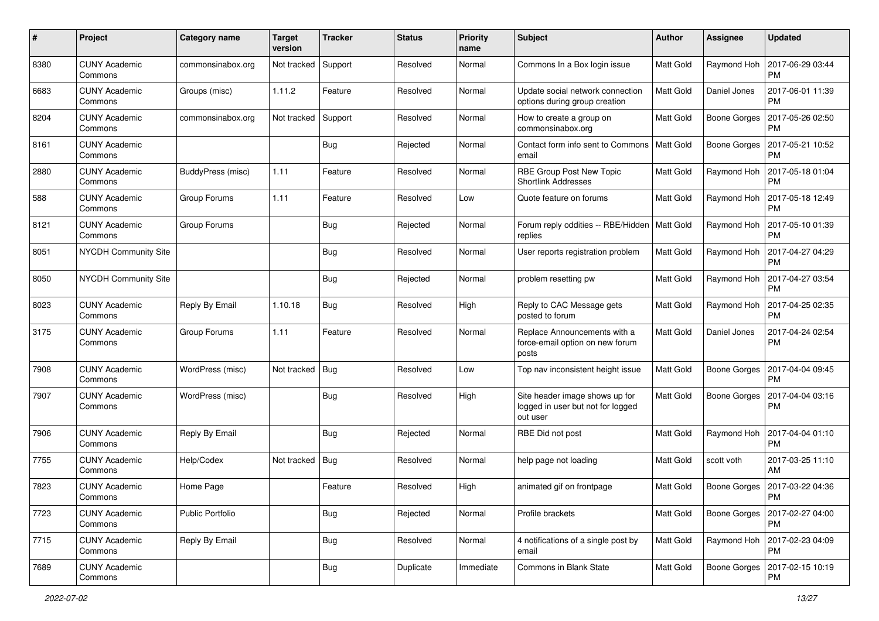| # | Project | Category name | Target version | Tracker | Status | Priority name | Subject | Author | Assignee | Updated |
|---|---|---|---|---|---|---|---|---|---|---|
| 8380 | CUNY Academic Commons | commonsinabox.org | Not tracked | Support | Resolved | Normal | Commons In a Box login issue | Matt Gold | Raymond Hoh | 2017-06-29 03:44 PM |
| 6683 | CUNY Academic Commons | Groups (misc) | 1.11.2 | Feature | Resolved | Normal | Update social network connection options during group creation | Matt Gold | Daniel Jones | 2017-06-01 11:39 PM |
| 8204 | CUNY Academic Commons | commonsinabox.org | Not tracked | Support | Resolved | Normal | How to create a group on commonsinabox.org | Matt Gold | Boone Gorges | 2017-05-26 02:50 PM |
| 8161 | CUNY Academic Commons | | | Bug | Rejected | Normal | Contact form info sent to Commons email | Matt Gold | Boone Gorges | 2017-05-21 10:52 PM |
| 2880 | CUNY Academic Commons | BuddyPress (misc) | 1.11 | Feature | Resolved | Normal | RBE Group Post New Topic Shortlink Addresses | Matt Gold | Raymond Hoh | 2017-05-18 01:04 PM |
| 588 | CUNY Academic Commons | Group Forums | 1.11 | Feature | Resolved | Low | Quote feature on forums | Matt Gold | Raymond Hoh | 2017-05-18 12:49 PM |
| 8121 | CUNY Academic Commons | Group Forums | | Bug | Rejected | Normal | Forum reply oddities -- RBE/Hidden replies | Matt Gold | Raymond Hoh | 2017-05-10 01:39 PM |
| 8051 | NYCDH Community Site | | | Bug | Resolved | Normal | User reports registration problem | Matt Gold | Raymond Hoh | 2017-04-27 04:29 PM |
| 8050 | NYCDH Community Site | | | Bug | Rejected | Normal | problem resetting pw | Matt Gold | Raymond Hoh | 2017-04-27 03:54 PM |
| 8023 | CUNY Academic Commons | Reply By Email | 1.10.18 | Bug | Resolved | High | Reply to CAC Message gets posted to forum | Matt Gold | Raymond Hoh | 2017-04-25 02:35 PM |
| 3175 | CUNY Academic Commons | Group Forums | 1.11 | Feature | Resolved | Normal | Replace Announcements with a force-email option on new forum posts | Matt Gold | Daniel Jones | 2017-04-24 02:54 PM |
| 7908 | CUNY Academic Commons | WordPress (misc) | Not tracked | Bug | Resolved | Low | Top nav inconsistent height issue | Matt Gold | Boone Gorges | 2017-04-04 09:45 PM |
| 7907 | CUNY Academic Commons | WordPress (misc) | | Bug | Resolved | High | Site header image shows up for logged in user but not for logged out user | Matt Gold | Boone Gorges | 2017-04-04 03:16 PM |
| 7906 | CUNY Academic Commons | Reply By Email | | Bug | Rejected | Normal | RBE Did not post | Matt Gold | Raymond Hoh | 2017-04-04 01:10 PM |
| 7755 | CUNY Academic Commons | Help/Codex | Not tracked | Bug | Resolved | Normal | help page not loading | Matt Gold | scott voth | 2017-03-25 11:10 AM |
| 7823 | CUNY Academic Commons | Home Page | | Feature | Resolved | High | animated gif on frontpage | Matt Gold | Boone Gorges | 2017-03-22 04:36 PM |
| 7723 | CUNY Academic Commons | Public Portfolio | | Bug | Rejected | Normal | Profile brackets | Matt Gold | Boone Gorges | 2017-02-27 04:00 PM |
| 7715 | CUNY Academic Commons | Reply By Email | | Bug | Resolved | Normal | 4 notifications of a single post by email | Matt Gold | Raymond Hoh | 2017-02-23 04:09 PM |
| 7689 | CUNY Academic Commons | | | Bug | Duplicate | Immediate | Commons in Blank State | Matt Gold | Boone Gorges | 2017-02-15 10:19 PM |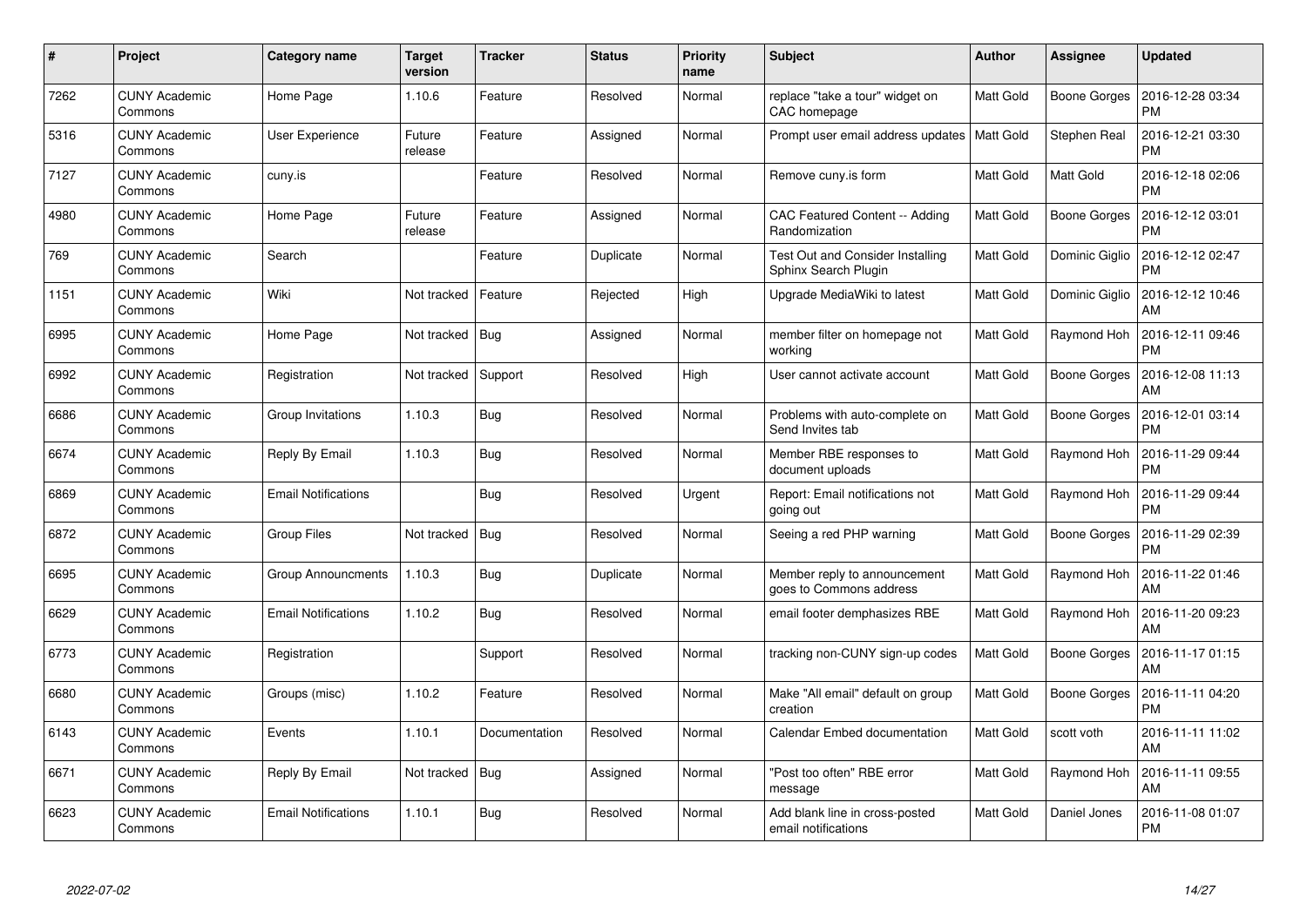| # | Project | Category name | Target version | Tracker | Status | Priority name | Subject | Author | Assignee | Updated |
|---|---|---|---|---|---|---|---|---|---|---|
| 7262 | CUNY Academic Commons | Home Page | 1.10.6 | Feature | Resolved | Normal | replace "take a tour" widget on CAC homepage | Matt Gold | Boone Gorges | 2016-12-28 03:34 PM |
| 5316 | CUNY Academic Commons | User Experience | Future release | Feature | Assigned | Normal | Prompt user email address updates | Matt Gold | Stephen Real | 2016-12-21 03:30 PM |
| 7127 | CUNY Academic Commons | cuny.is | | Feature | Resolved | Normal | Remove cuny.is form | Matt Gold | Matt Gold | 2016-12-18 02:06 PM |
| 4980 | CUNY Academic Commons | Home Page | Future release | Feature | Assigned | Normal | CAC Featured Content -- Adding Randomization | Matt Gold | Boone Gorges | 2016-12-12 03:01 PM |
| 769 | CUNY Academic Commons | Search | | Feature | Duplicate | Normal | Test Out and Consider Installing Sphinx Search Plugin | Matt Gold | Dominic Giglio | 2016-12-12 02:47 PM |
| 1151 | CUNY Academic Commons | Wiki | Not tracked | Feature | Rejected | High | Upgrade MediaWiki to latest | Matt Gold | Dominic Giglio | 2016-12-12 10:46 AM |
| 6995 | CUNY Academic Commons | Home Page | Not tracked | Bug | Assigned | Normal | member filter on homepage not working | Matt Gold | Raymond Hoh | 2016-12-11 09:46 PM |
| 6992 | CUNY Academic Commons | Registration | Not tracked | Support | Resolved | High | User cannot activate account | Matt Gold | Boone Gorges | 2016-12-08 11:13 AM |
| 6686 | CUNY Academic Commons | Group Invitations | 1.10.3 | Bug | Resolved | Normal | Problems with auto-complete on Send Invites tab | Matt Gold | Boone Gorges | 2016-12-01 03:14 PM |
| 6674 | CUNY Academic Commons | Reply By Email | 1.10.3 | Bug | Resolved | Normal | Member RBE responses to document uploads | Matt Gold | Raymond Hoh | 2016-11-29 09:44 PM |
| 6869 | CUNY Academic Commons | Email Notifications | | Bug | Resolved | Urgent | Report: Email notifications not going out | Matt Gold | Raymond Hoh | 2016-11-29 09:44 PM |
| 6872 | CUNY Academic Commons | Group Files | Not tracked | Bug | Resolved | Normal | Seeing a red PHP warning | Matt Gold | Boone Gorges | 2016-11-29 02:39 PM |
| 6695 | CUNY Academic Commons | Group Announcments | 1.10.3 | Bug | Duplicate | Normal | Member reply to announcement goes to Commons address | Matt Gold | Raymond Hoh | 2016-11-22 01:46 AM |
| 6629 | CUNY Academic Commons | Email Notifications | 1.10.2 | Bug | Resolved | Normal | email footer demphasizes RBE | Matt Gold | Raymond Hoh | 2016-11-20 09:23 AM |
| 6773 | CUNY Academic Commons | Registration | | Support | Resolved | Normal | tracking non-CUNY sign-up codes | Matt Gold | Boone Gorges | 2016-11-17 01:15 AM |
| 6680 | CUNY Academic Commons | Groups (misc) | 1.10.2 | Feature | Resolved | Normal | Make "All email" default on group creation | Matt Gold | Boone Gorges | 2016-11-11 04:20 PM |
| 6143 | CUNY Academic Commons | Events | 1.10.1 | Documentation | Resolved | Normal | Calendar Embed documentation | Matt Gold | scott voth | 2016-11-11 11:02 AM |
| 6671 | CUNY Academic Commons | Reply By Email | Not tracked | Bug | Assigned | Normal | "Post too often" RBE error message | Matt Gold | Raymond Hoh | 2016-11-11 09:55 AM |
| 6623 | CUNY Academic Commons | Email Notifications | 1.10.1 | Bug | Resolved | Normal | Add blank line in cross-posted email notifications | Matt Gold | Daniel Jones | 2016-11-08 01:07 PM |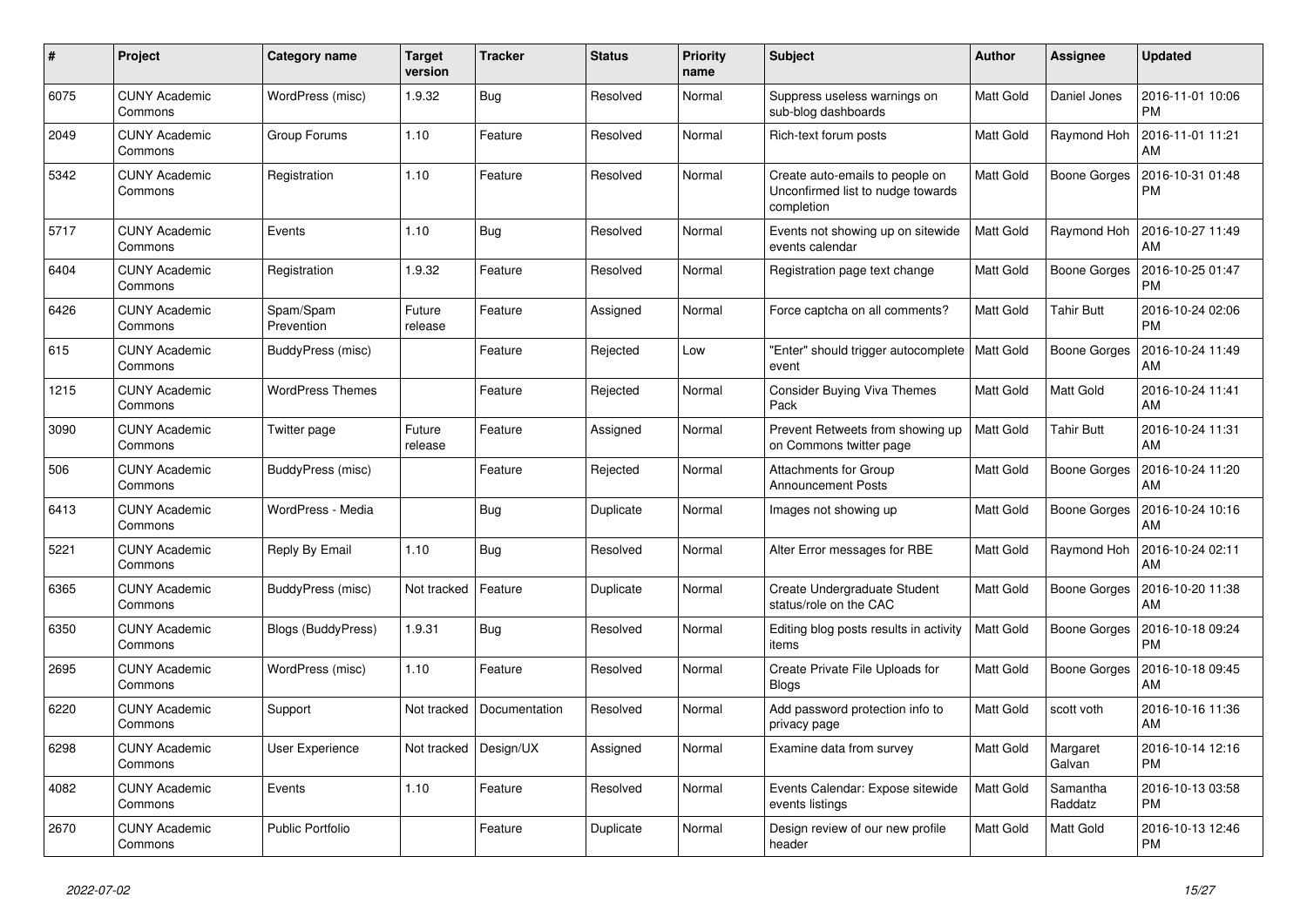| # | Project | Category name | Target version | Tracker | Status | Priority name | Subject | Author | Assignee | Updated |
|---|---|---|---|---|---|---|---|---|---|---|
| 6075 | CUNY Academic Commons | WordPress (misc) | 1.9.32 | Bug | Resolved | Normal | Suppress useless warnings on sub-blog dashboards | Matt Gold | Daniel Jones | 2016-11-01 10:06 PM |
| 2049 | CUNY Academic Commons | Group Forums | 1.10 | Feature | Resolved | Normal | Rich-text forum posts | Matt Gold | Raymond Hoh | 2016-11-01 11:21 AM |
| 5342 | CUNY Academic Commons | Registration | 1.10 | Feature | Resolved | Normal | Create auto-emails to people on Unconfirmed list to nudge towards completion | Matt Gold | Boone Gorges | 2016-10-31 01:48 PM |
| 5717 | CUNY Academic Commons | Events | 1.10 | Bug | Resolved | Normal | Events not showing up on sitewide events calendar | Matt Gold | Raymond Hoh | 2016-10-27 11:49 AM |
| 6404 | CUNY Academic Commons | Registration | 1.9.32 | Feature | Resolved | Normal | Registration page text change | Matt Gold | Boone Gorges | 2016-10-25 01:47 PM |
| 6426 | CUNY Academic Commons | Spam/Spam Prevention | Future release | Feature | Assigned | Normal | Force captcha on all comments? | Matt Gold | Tahir Butt | 2016-10-24 02:06 PM |
| 615 | CUNY Academic Commons | BuddyPress (misc) | | Feature | Rejected | Low | "Enter" should trigger autocomplete event | Matt Gold | Boone Gorges | 2016-10-24 11:49 AM |
| 1215 | CUNY Academic Commons | WordPress Themes | | Feature | Rejected | Normal | Consider Buying Viva Themes Pack | Matt Gold | Matt Gold | 2016-10-24 11:41 AM |
| 3090 | CUNY Academic Commons | Twitter page | Future release | Feature | Assigned | Normal | Prevent Retweets from showing up on Commons twitter page | Matt Gold | Tahir Butt | 2016-10-24 11:31 AM |
| 506 | CUNY Academic Commons | BuddyPress (misc) | | Feature | Rejected | Normal | Attachments for Group Announcement Posts | Matt Gold | Boone Gorges | 2016-10-24 11:20 AM |
| 6413 | CUNY Academic Commons | WordPress - Media | | Bug | Duplicate | Normal | Images not showing up | Matt Gold | Boone Gorges | 2016-10-24 10:16 AM |
| 5221 | CUNY Academic Commons | Reply By Email | 1.10 | Bug | Resolved | Normal | Alter Error messages for RBE | Matt Gold | Raymond Hoh | 2016-10-24 02:11 AM |
| 6365 | CUNY Academic Commons | BuddyPress (misc) | Not tracked | Feature | Duplicate | Normal | Create Undergraduate Student status/role on the CAC | Matt Gold | Boone Gorges | 2016-10-20 11:38 AM |
| 6350 | CUNY Academic Commons | Blogs (BuddyPress) | 1.9.31 | Bug | Resolved | Normal | Editing blog posts results in activity items | Matt Gold | Boone Gorges | 2016-10-18 09:24 PM |
| 2695 | CUNY Academic Commons | WordPress (misc) | 1.10 | Feature | Resolved | Normal | Create Private File Uploads for Blogs | Matt Gold | Boone Gorges | 2016-10-18 09:45 AM |
| 6220 | CUNY Academic Commons | Support | Not tracked | Documentation | Resolved | Normal | Add password protection info to privacy page | Matt Gold | scott voth | 2016-10-16 11:36 AM |
| 6298 | CUNY Academic Commons | User Experience | Not tracked | Design/UX | Assigned | Normal | Examine data from survey | Matt Gold | Margaret Galvan | 2016-10-14 12:16 PM |
| 4082 | CUNY Academic Commons | Events | 1.10 | Feature | Resolved | Normal | Events Calendar: Expose sitewide events listings | Matt Gold | Samantha Raddatz | 2016-10-13 03:58 PM |
| 2670 | CUNY Academic Commons | Public Portfolio | | Feature | Duplicate | Normal | Design review of our new profile header | Matt Gold | Matt Gold | 2016-10-13 12:46 PM |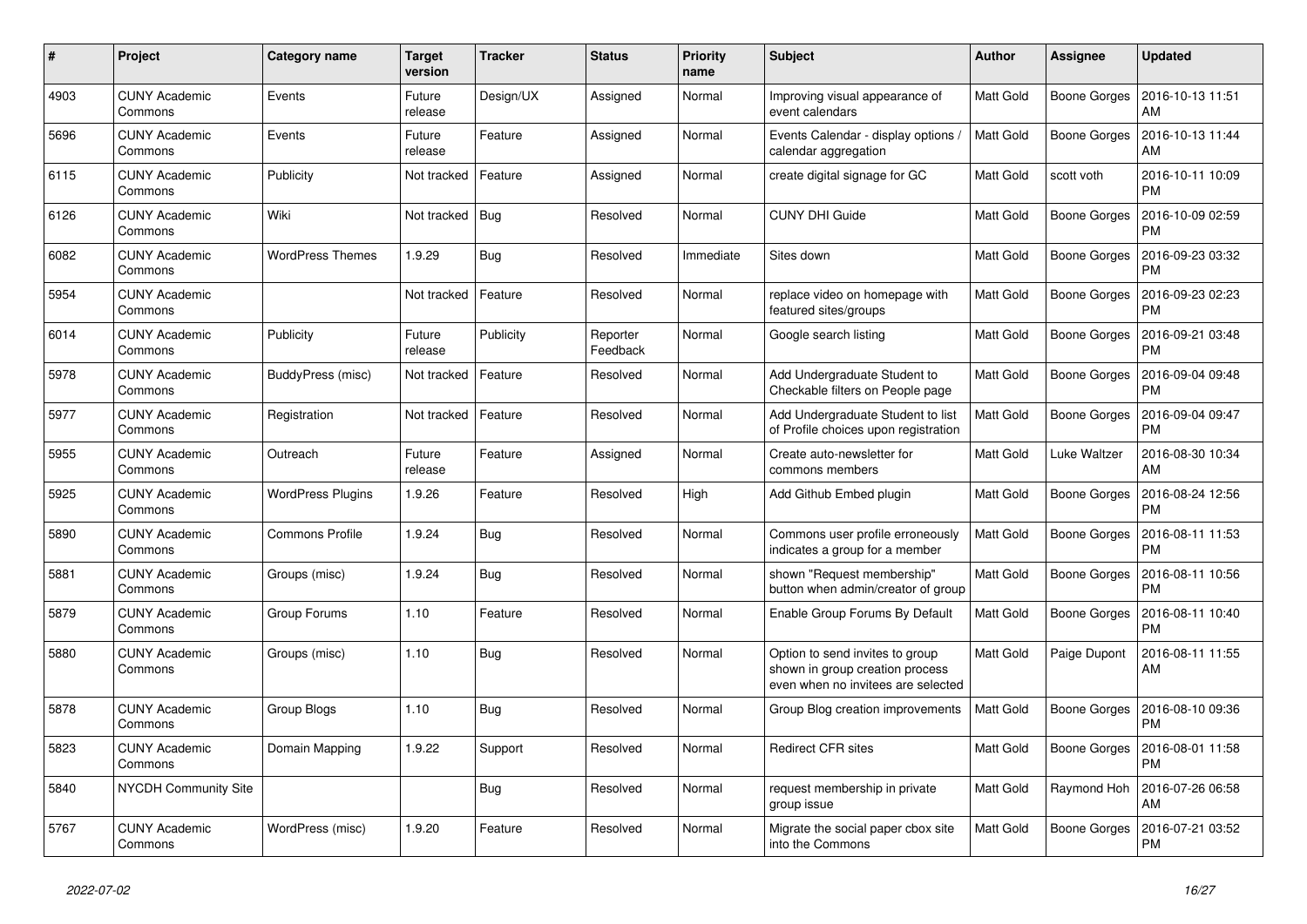| # | Project | Category name | Target version | Tracker | Status | Priority name | Subject | Author | Assignee | Updated |
|---|---|---|---|---|---|---|---|---|---|---|
| 4903 | CUNY Academic Commons | Events | Future release | Design/UX | Assigned | Normal | Improving visual appearance of event calendars | Matt Gold | Boone Gorges | 2016-10-13 11:51 AM |
| 5696 | CUNY Academic Commons | Events | Future release | Feature | Assigned | Normal | Events Calendar - display options / calendar aggregation | Matt Gold | Boone Gorges | 2016-10-13 11:44 AM |
| 6115 | CUNY Academic Commons | Publicity | Not tracked | Feature | Assigned | Normal | create digital signage for GC | Matt Gold | scott voth | 2016-10-11 10:09 PM |
| 6126 | CUNY Academic Commons | Wiki | Not tracked | Bug | Resolved | Normal | CUNY DHI Guide | Matt Gold | Boone Gorges | 2016-10-09 02:59 PM |
| 6082 | CUNY Academic Commons | WordPress Themes | 1.9.29 | Bug | Resolved | Immediate | Sites down | Matt Gold | Boone Gorges | 2016-09-23 03:32 PM |
| 5954 | CUNY Academic Commons | | Not tracked | Feature | Resolved | Normal | replace video on homepage with featured sites/groups | Matt Gold | Boone Gorges | 2016-09-23 02:23 PM |
| 6014 | CUNY Academic Commons | Publicity | Future release | Publicity | Reporter Feedback | Normal | Google search listing | Matt Gold | Boone Gorges | 2016-09-21 03:48 PM |
| 5978 | CUNY Academic Commons | BuddyPress (misc) | Not tracked | Feature | Resolved | Normal | Add Undergraduate Student to Checkable filters on People page | Matt Gold | Boone Gorges | 2016-09-04 09:48 PM |
| 5977 | CUNY Academic Commons | Registration | Not tracked | Feature | Resolved | Normal | Add Undergraduate Student to list of Profile choices upon registration | Matt Gold | Boone Gorges | 2016-09-04 09:47 PM |
| 5955 | CUNY Academic Commons | Outreach | Future release | Feature | Assigned | Normal | Create auto-newsletter for commons members | Matt Gold | Luke Waltzer | 2016-08-30 10:34 AM |
| 5925 | CUNY Academic Commons | WordPress Plugins | 1.9.26 | Feature | Resolved | High | Add Github Embed plugin | Matt Gold | Boone Gorges | 2016-08-24 12:56 PM |
| 5890 | CUNY Academic Commons | Commons Profile | 1.9.24 | Bug | Resolved | Normal | Commons user profile erroneously indicates a group for a member | Matt Gold | Boone Gorges | 2016-08-11 11:53 PM |
| 5881 | CUNY Academic Commons | Groups (misc) | 1.9.24 | Bug | Resolved | Normal | shown "Request membership" button when admin/creator of group | Matt Gold | Boone Gorges | 2016-08-11 10:56 PM |
| 5879 | CUNY Academic Commons | Group Forums | 1.10 | Feature | Resolved | Normal | Enable Group Forums By Default | Matt Gold | Boone Gorges | 2016-08-11 10:40 PM |
| 5880 | CUNY Academic Commons | Groups (misc) | 1.10 | Bug | Resolved | Normal | Option to send invites to group shown in group creation process even when no invitees are selected | Matt Gold | Paige Dupont | 2016-08-11 11:55 AM |
| 5878 | CUNY Academic Commons | Group Blogs | 1.10 | Bug | Resolved | Normal | Group Blog creation improvements | Matt Gold | Boone Gorges | 2016-08-10 09:36 PM |
| 5823 | CUNY Academic Commons | Domain Mapping | 1.9.22 | Support | Resolved | Normal | Redirect CFR sites | Matt Gold | Boone Gorges | 2016-08-01 11:58 PM |
| 5840 | NYCDH Community Site | | | Bug | Resolved | Normal | request membership in private group issue | Matt Gold | Raymond Hoh | 2016-07-26 06:58 AM |
| 5767 | CUNY Academic Commons | WordPress (misc) | 1.9.20 | Feature | Resolved | Normal | Migrate the social paper cbox site into the Commons | Matt Gold | Boone Gorges | 2016-07-21 03:52 PM |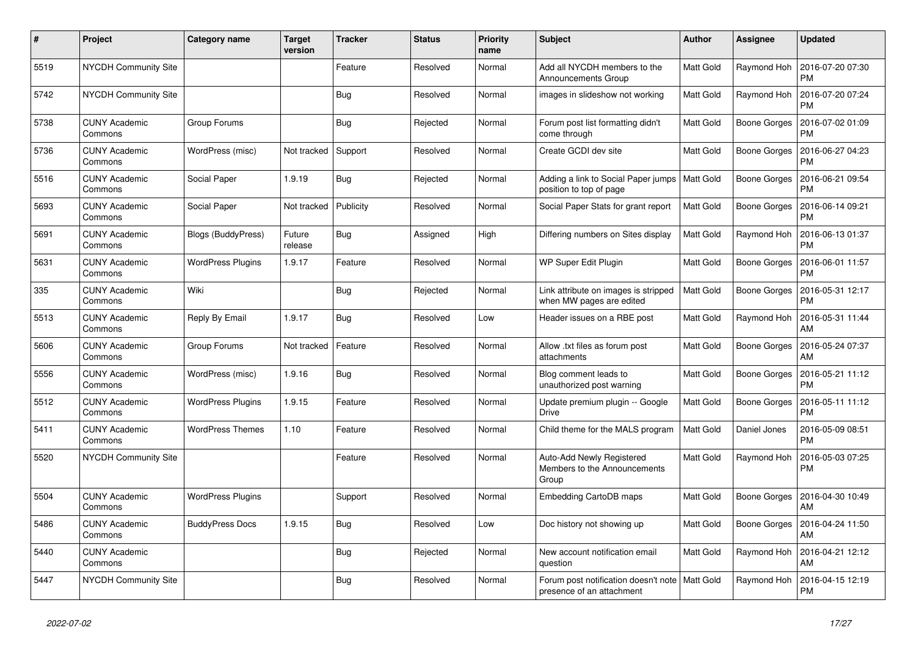| # | Project | Category name | Target version | Tracker | Status | Priority name | Subject | Author | Assignee | Updated |
|---|---|---|---|---|---|---|---|---|---|---|
| 5519 | NYCDH Community Site | | | Feature | Resolved | Normal | Add all NYCDH members to the Announcements Group | Matt Gold | Raymond Hoh | 2016-07-20 07:30 PM |
| 5742 | NYCDH Community Site | | | Bug | Resolved | Normal | images in slideshow not working | Matt Gold | Raymond Hoh | 2016-07-20 07:24 PM |
| 5738 | CUNY Academic Commons | Group Forums | | Bug | Rejected | Normal | Forum post list formatting didn't come through | Matt Gold | Boone Gorges | 2016-07-02 01:09 PM |
| 5736 | CUNY Academic Commons | WordPress (misc) | Not tracked | Support | Resolved | Normal | Create GCDI dev site | Matt Gold | Boone Gorges | 2016-06-27 04:23 PM |
| 5516 | CUNY Academic Commons | Social Paper | 1.9.19 | Bug | Rejected | Normal | Adding a link to Social Paper jumps position to top of page | Matt Gold | Boone Gorges | 2016-06-21 09:54 PM |
| 5693 | CUNY Academic Commons | Social Paper | Not tracked | Publicity | Resolved | Normal | Social Paper Stats for grant report | Matt Gold | Boone Gorges | 2016-06-14 09:21 PM |
| 5691 | CUNY Academic Commons | Blogs (BuddyPress) | Future release | Bug | Assigned | High | Differing numbers on Sites display | Matt Gold | Raymond Hoh | 2016-06-13 01:37 PM |
| 5631 | CUNY Academic Commons | WordPress Plugins | 1.9.17 | Feature | Resolved | Normal | WP Super Edit Plugin | Matt Gold | Boone Gorges | 2016-06-01 11:57 PM |
| 335 | CUNY Academic Commons | Wiki | | Bug | Rejected | Normal | Link attribute on images is stripped when MW pages are edited | Matt Gold | Boone Gorges | 2016-05-31 12:17 PM |
| 5513 | CUNY Academic Commons | Reply By Email | 1.9.17 | Bug | Resolved | Low | Header issues on a RBE post | Matt Gold | Raymond Hoh | 2016-05-31 11:44 AM |
| 5606 | CUNY Academic Commons | Group Forums | Not tracked | Feature | Resolved | Normal | Allow .txt files as forum post attachments | Matt Gold | Boone Gorges | 2016-05-24 07:37 AM |
| 5556 | CUNY Academic Commons | WordPress (misc) | 1.9.16 | Bug | Resolved | Normal | Blog comment leads to unauthorized post warning | Matt Gold | Boone Gorges | 2016-05-21 11:12 PM |
| 5512 | CUNY Academic Commons | WordPress Plugins | 1.9.15 | Feature | Resolved | Normal | Update premium plugin -- Google Drive | Matt Gold | Boone Gorges | 2016-05-11 11:12 PM |
| 5411 | CUNY Academic Commons | WordPress Themes | 1.10 | Feature | Resolved | Normal | Child theme for the MALS program | Matt Gold | Daniel Jones | 2016-05-09 08:51 PM |
| 5520 | NYCDH Community Site | | | Feature | Resolved | Normal | Auto-Add Newly Registered Members to the Announcements Group | Matt Gold | Raymond Hoh | 2016-05-03 07:25 PM |
| 5504 | CUNY Academic Commons | WordPress Plugins | | Support | Resolved | Normal | Embedding CartoDB maps | Matt Gold | Boone Gorges | 2016-04-30 10:49 AM |
| 5486 | CUNY Academic Commons | BuddyPress Docs | 1.9.15 | Bug | Resolved | Low | Doc history not showing up | Matt Gold | Boone Gorges | 2016-04-24 11:50 AM |
| 5440 | CUNY Academic Commons | | | Bug | Rejected | Normal | New account notification email question | Matt Gold | Raymond Hoh | 2016-04-21 12:12 AM |
| 5447 | NYCDH Community Site | | | Bug | Resolved | Normal | Forum post notification doesn't note presence of an attachment | Matt Gold | Raymond Hoh | 2016-04-15 12:19 PM |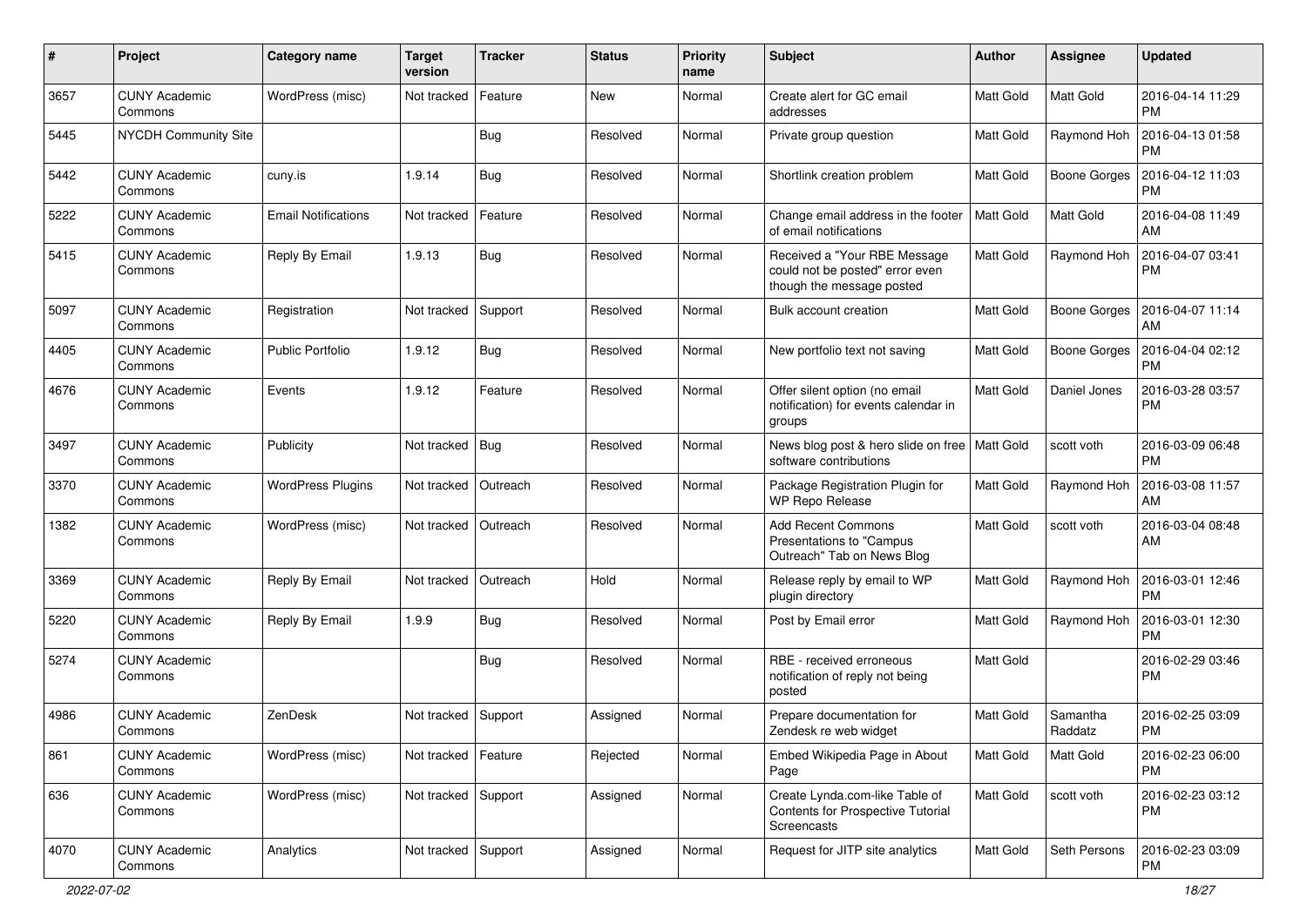| # | Project | Category name | Target version | Tracker | Status | Priority name | Subject | Author | Assignee | Updated |
|---|---|---|---|---|---|---|---|---|---|---|
| 3657 | CUNY Academic Commons | WordPress (misc) | Not tracked | Feature | New | Normal | Create alert for GC email addresses | Matt Gold | Matt Gold | 2016-04-14 11:29 PM |
| 5445 | NYCDH Community Site | | | Bug | Resolved | Normal | Private group question | Matt Gold | Raymond Hoh | 2016-04-13 01:58 PM |
| 5442 | CUNY Academic Commons | cuny.is | 1.9.14 | Bug | Resolved | Normal | Shortlink creation problem | Matt Gold | Boone Gorges | 2016-04-12 11:03 PM |
| 5222 | CUNY Academic Commons | Email Notifications | Not tracked | Feature | Resolved | Normal | Change email address in the footer of email notifications | Matt Gold | Matt Gold | 2016-04-08 11:49 AM |
| 5415 | CUNY Academic Commons | Reply By Email | 1.9.13 | Bug | Resolved | Normal | Received a "Your RBE Message could not be posted" error even though the message posted | Matt Gold | Raymond Hoh | 2016-04-07 03:41 PM |
| 5097 | CUNY Academic Commons | Registration | Not tracked | Support | Resolved | Normal | Bulk account creation | Matt Gold | Boone Gorges | 2016-04-07 11:14 AM |
| 4405 | CUNY Academic Commons | Public Portfolio | 1.9.12 | Bug | Resolved | Normal | New portfolio text not saving | Matt Gold | Boone Gorges | 2016-04-04 02:12 PM |
| 4676 | CUNY Academic Commons | Events | 1.9.12 | Feature | Resolved | Normal | Offer silent option (no email notification) for events calendar in groups | Matt Gold | Daniel Jones | 2016-03-28 03:57 PM |
| 3497 | CUNY Academic Commons | Publicity | Not tracked | Bug | Resolved | Normal | News blog post & hero slide on free software contributions | Matt Gold | scott voth | 2016-03-09 06:48 PM |
| 3370 | CUNY Academic Commons | WordPress Plugins | Not tracked | Outreach | Resolved | Normal | Package Registration Plugin for WP Repo Release | Matt Gold | Raymond Hoh | 2016-03-08 11:57 AM |
| 1382 | CUNY Academic Commons | WordPress (misc) | Not tracked | Outreach | Resolved | Normal | Add Recent Commons Presentations to "Campus Outreach" Tab on News Blog | Matt Gold | scott voth | 2016-03-04 08:48 AM |
| 3369 | CUNY Academic Commons | Reply By Email | Not tracked | Outreach | Hold | Normal | Release reply by email to WP plugin directory | Matt Gold | Raymond Hoh | 2016-03-01 12:46 PM |
| 5220 | CUNY Academic Commons | Reply By Email | 1.9.9 | Bug | Resolved | Normal | Post by Email error | Matt Gold | Raymond Hoh | 2016-03-01 12:30 PM |
| 5274 | CUNY Academic Commons | | | Bug | Resolved | Normal | RBE - received erroneous notification of reply not being posted | Matt Gold | | 2016-02-29 03:46 PM |
| 4986 | CUNY Academic Commons | ZenDesk | Not tracked | Support | Assigned | Normal | Prepare documentation for Zendesk re web widget | Matt Gold | Samantha Raddatz | 2016-02-25 03:09 PM |
| 861 | CUNY Academic Commons | WordPress (misc) | Not tracked | Feature | Rejected | Normal | Embed Wikipedia Page in About Page | Matt Gold | Matt Gold | 2016-02-23 06:00 PM |
| 636 | CUNY Academic Commons | WordPress (misc) | Not tracked | Support | Assigned | Normal | Create Lynda.com-like Table of Contents for Prospective Tutorial Screencasts | Matt Gold | scott voth | 2016-02-23 03:12 PM |
| 4070 | CUNY Academic Commons | Analytics | Not tracked | Support | Assigned | Normal | Request for JITP site analytics | Matt Gold | Seth Persons | 2016-02-23 03:09 PM |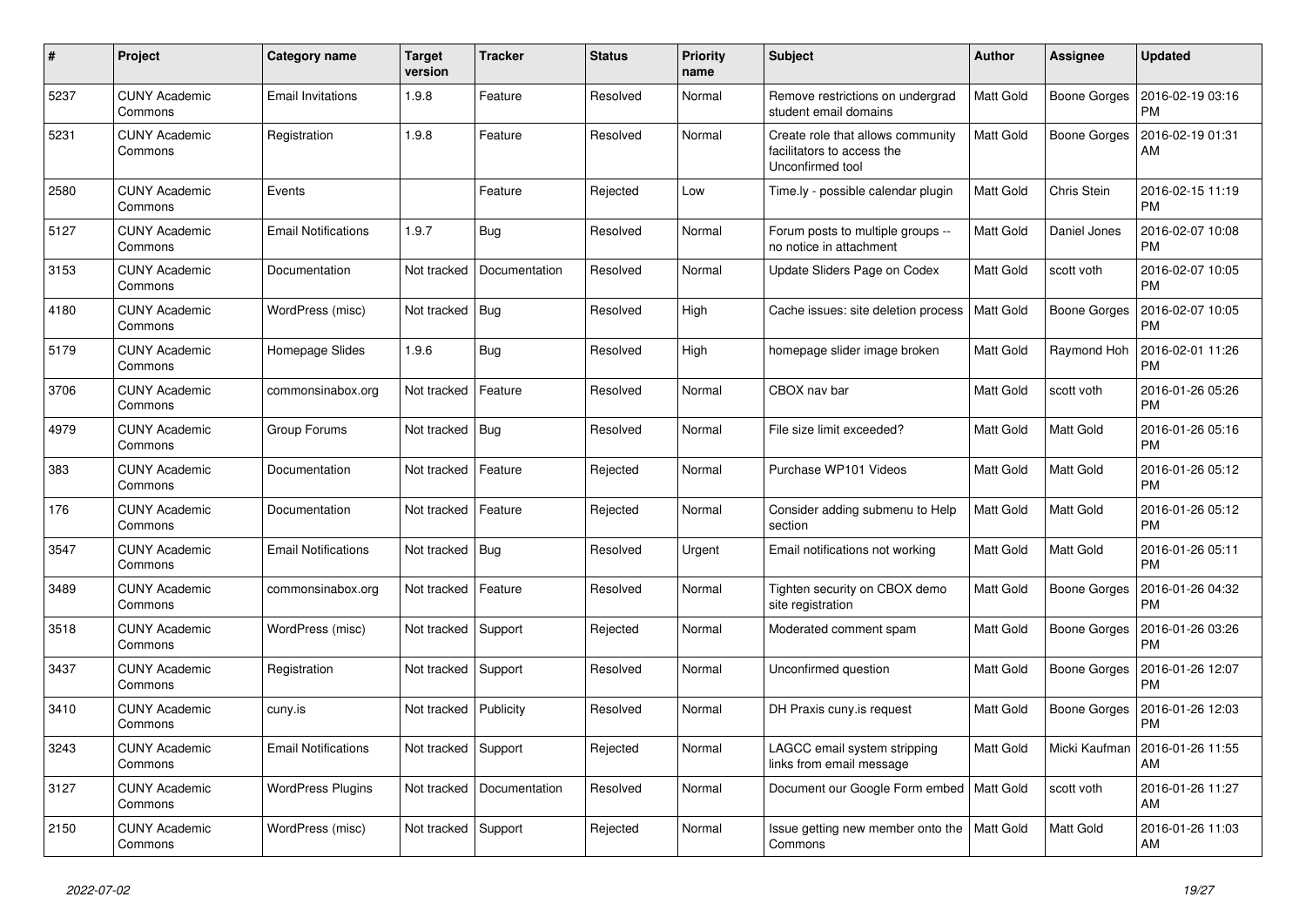| # | Project | Category name | Target version | Tracker | Status | Priority name | Subject | Author | Assignee | Updated |
|---|---|---|---|---|---|---|---|---|---|---|
| 5237 | CUNY Academic Commons | Email Invitations | 1.9.8 | Feature | Resolved | Normal | Remove restrictions on undergrad student email domains | Matt Gold | Boone Gorges | 2016-02-19 03:16 PM |
| 5231 | CUNY Academic Commons | Registration | 1.9.8 | Feature | Resolved | Normal | Create role that allows community facilitators to access the Unconfirmed tool | Matt Gold | Boone Gorges | 2016-02-19 01:31 AM |
| 2580 | CUNY Academic Commons | Events | | Feature | Rejected | Low | Time.ly - possible calendar plugin | Matt Gold | Chris Stein | 2016-02-15 11:19 PM |
| 5127 | CUNY Academic Commons | Email Notifications | 1.9.7 | Bug | Resolved | Normal | Forum posts to multiple groups -- no notice in attachment | Matt Gold | Daniel Jones | 2016-02-07 10:08 PM |
| 3153 | CUNY Academic Commons | Documentation | Not tracked | Documentation | Resolved | Normal | Update Sliders Page on Codex | Matt Gold | scott voth | 2016-02-07 10:05 PM |
| 4180 | CUNY Academic Commons | WordPress (misc) | Not tracked | Bug | Resolved | High | Cache issues: site deletion process | Matt Gold | Boone Gorges | 2016-02-07 10:05 PM |
| 5179 | CUNY Academic Commons | Homepage Slides | 1.9.6 | Bug | Resolved | High | homepage slider image broken | Matt Gold | Raymond Hoh | 2016-02-01 11:26 PM |
| 3706 | CUNY Academic Commons | commonsinabox.org | Not tracked | Feature | Resolved | Normal | CBOX nav bar | Matt Gold | scott voth | 2016-01-26 05:26 PM |
| 4979 | CUNY Academic Commons | Group Forums | Not tracked | Bug | Resolved | Normal | File size limit exceeded? | Matt Gold | Matt Gold | 2016-01-26 05:16 PM |
| 383 | CUNY Academic Commons | Documentation | Not tracked | Feature | Rejected | Normal | Purchase WP101 Videos | Matt Gold | Matt Gold | 2016-01-26 05:12 PM |
| 176 | CUNY Academic Commons | Documentation | Not tracked | Feature | Rejected | Normal | Consider adding submenu to Help section | Matt Gold | Matt Gold | 2016-01-26 05:12 PM |
| 3547 | CUNY Academic Commons | Email Notifications | Not tracked | Bug | Resolved | Urgent | Email notifications not working | Matt Gold | Matt Gold | 2016-01-26 05:11 PM |
| 3489 | CUNY Academic Commons | commonsinabox.org | Not tracked | Feature | Resolved | Normal | Tighten security on CBOX demo site registration | Matt Gold | Boone Gorges | 2016-01-26 04:32 PM |
| 3518 | CUNY Academic Commons | WordPress (misc) | Not tracked | Support | Rejected | Normal | Moderated comment spam | Matt Gold | Boone Gorges | 2016-01-26 03:26 PM |
| 3437 | CUNY Academic Commons | Registration | Not tracked | Support | Resolved | Normal | Unconfirmed question | Matt Gold | Boone Gorges | 2016-01-26 12:07 PM |
| 3410 | CUNY Academic Commons | cuny.is | Not tracked | Publicity | Resolved | Normal | DH Praxis cuny.is request | Matt Gold | Boone Gorges | 2016-01-26 12:03 PM |
| 3243 | CUNY Academic Commons | Email Notifications | Not tracked | Support | Rejected | Normal | LAGCC email system stripping links from email message | Matt Gold | Micki Kaufman | 2016-01-26 11:55 AM |
| 3127 | CUNY Academic Commons | WordPress Plugins | Not tracked | Documentation | Resolved | Normal | Document our Google Form embed | Matt Gold | scott voth | 2016-01-26 11:27 AM |
| 2150 | CUNY Academic Commons | WordPress (misc) | Not tracked | Support | Rejected | Normal | Issue getting new member onto the Commons | Matt Gold | Matt Gold | 2016-01-26 11:03 AM |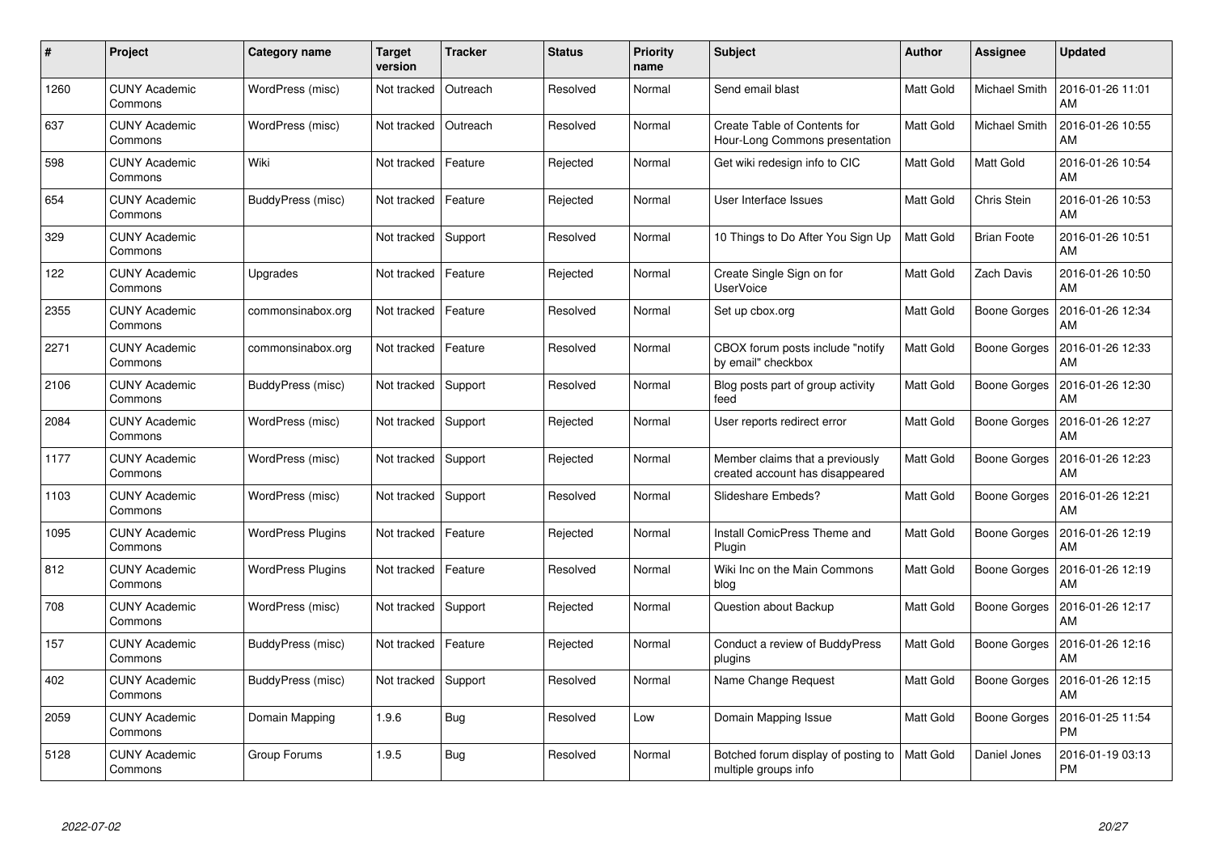| # | Project | Category name | Target version | Tracker | Status | Priority name | Subject | Author | Assignee | Updated |
|---|---|---|---|---|---|---|---|---|---|---|
| 1260 | CUNY Academic Commons | WordPress (misc) | Not tracked | Outreach | Resolved | Normal | Send email blast | Matt Gold | Michael Smith | 2016-01-26 11:01 AM |
| 637 | CUNY Academic Commons | WordPress (misc) | Not tracked | Outreach | Resolved | Normal | Create Table of Contents for Hour-Long Commons presentation | Matt Gold | Michael Smith | 2016-01-26 10:55 AM |
| 598 | CUNY Academic Commons | Wiki | Not tracked | Feature | Rejected | Normal | Get wiki redesign info to CIC | Matt Gold | Matt Gold | 2016-01-26 10:54 AM |
| 654 | CUNY Academic Commons | BuddyPress (misc) | Not tracked | Feature | Rejected | Normal | User Interface Issues | Matt Gold | Chris Stein | 2016-01-26 10:53 AM |
| 329 | CUNY Academic Commons | | Not tracked | Support | Resolved | Normal | 10 Things to Do After You Sign Up | Matt Gold | Brian Foote | 2016-01-26 10:51 AM |
| 122 | CUNY Academic Commons | Upgrades | Not tracked | Feature | Rejected | Normal | Create Single Sign on for UserVoice | Matt Gold | Zach Davis | 2016-01-26 10:50 AM |
| 2355 | CUNY Academic Commons | commonsinabox.org | Not tracked | Feature | Resolved | Normal | Set up cbox.org | Matt Gold | Boone Gorges | 2016-01-26 12:34 AM |
| 2271 | CUNY Academic Commons | commonsinabox.org | Not tracked | Feature | Resolved | Normal | CBOX forum posts include "notify by email" checkbox | Matt Gold | Boone Gorges | 2016-01-26 12:33 AM |
| 2106 | CUNY Academic Commons | BuddyPress (misc) | Not tracked | Support | Resolved | Normal | Blog posts part of group activity feed | Matt Gold | Boone Gorges | 2016-01-26 12:30 AM |
| 2084 | CUNY Academic Commons | WordPress (misc) | Not tracked | Support | Rejected | Normal | User reports redirect error | Matt Gold | Boone Gorges | 2016-01-26 12:27 AM |
| 1177 | CUNY Academic Commons | WordPress (misc) | Not tracked | Support | Rejected | Normal | Member claims that a previously created account has disappeared | Matt Gold | Boone Gorges | 2016-01-26 12:23 AM |
| 1103 | CUNY Academic Commons | WordPress (misc) | Not tracked | Support | Resolved | Normal | Slideshare Embeds? | Matt Gold | Boone Gorges | 2016-01-26 12:21 AM |
| 1095 | CUNY Academic Commons | WordPress Plugins | Not tracked | Feature | Rejected | Normal | Install ComicPress Theme and Plugin | Matt Gold | Boone Gorges | 2016-01-26 12:19 AM |
| 812 | CUNY Academic Commons | WordPress Plugins | Not tracked | Feature | Resolved | Normal | Wiki Inc on the Main Commons blog | Matt Gold | Boone Gorges | 2016-01-26 12:19 AM |
| 708 | CUNY Academic Commons | WordPress (misc) | Not tracked | Support | Rejected | Normal | Question about Backup | Matt Gold | Boone Gorges | 2016-01-26 12:17 AM |
| 157 | CUNY Academic Commons | BuddyPress (misc) | Not tracked | Feature | Rejected | Normal | Conduct a review of BuddyPress plugins | Matt Gold | Boone Gorges | 2016-01-26 12:16 AM |
| 402 | CUNY Academic Commons | BuddyPress (misc) | Not tracked | Support | Resolved | Normal | Name Change Request | Matt Gold | Boone Gorges | 2016-01-26 12:15 AM |
| 2059 | CUNY Academic Commons | Domain Mapping | 1.9.6 | Bug | Resolved | Low | Domain Mapping Issue | Matt Gold | Boone Gorges | 2016-01-25 11:54 PM |
| 5128 | CUNY Academic Commons | Group Forums | 1.9.5 | Bug | Resolved | Normal | Botched forum display of posting to multiple groups info | Matt Gold | Daniel Jones | 2016-01-19 03:13 PM |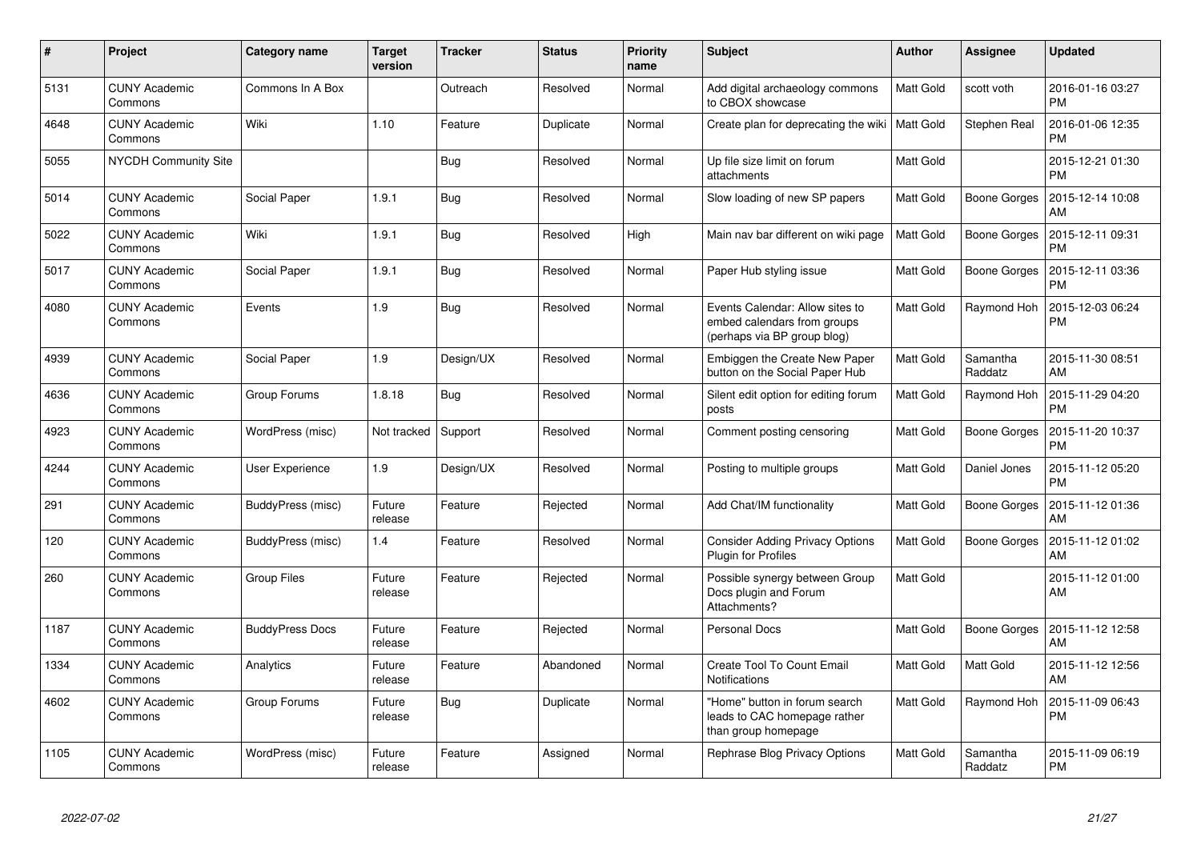| # | Project | Category name | Target version | Tracker | Status | Priority name | Subject | Author | Assignee | Updated |
|---|---|---|---|---|---|---|---|---|---|---|
| 5131 | CUNY Academic Commons | Commons In A Box | | Outreach | Resolved | Normal | Add digital archaeology commons to CBOX showcase | Matt Gold | scott voth | 2016-01-16 03:27 PM |
| 4648 | CUNY Academic Commons | Wiki | 1.10 | Feature | Duplicate | Normal | Create plan for deprecating the wiki | Matt Gold | Stephen Real | 2016-01-06 12:35 PM |
| 5055 | NYCDH Community Site | | | Bug | Resolved | Normal | Up file size limit on forum attachments | Matt Gold | | 2015-12-21 01:30 PM |
| 5014 | CUNY Academic Commons | Social Paper | 1.9.1 | Bug | Resolved | Normal | Slow loading of new SP papers | Matt Gold | Boone Gorges | 2015-12-14 10:08 AM |
| 5022 | CUNY Academic Commons | Wiki | 1.9.1 | Bug | Resolved | High | Main nav bar different on wiki page | Matt Gold | Boone Gorges | 2015-12-11 09:31 PM |
| 5017 | CUNY Academic Commons | Social Paper | 1.9.1 | Bug | Resolved | Normal | Paper Hub styling issue | Matt Gold | Boone Gorges | 2015-12-11 03:36 PM |
| 4080 | CUNY Academic Commons | Events | 1.9 | Bug | Resolved | Normal | Events Calendar: Allow sites to embed calendars from groups (perhaps via BP group blog) | Matt Gold | Raymond Hoh | 2015-12-03 06:24 PM |
| 4939 | CUNY Academic Commons | Social Paper | 1.9 | Design/UX | Resolved | Normal | Embiggen the Create New Paper button on the Social Paper Hub | Matt Gold | Samantha Raddatz | 2015-11-30 08:51 AM |
| 4636 | CUNY Academic Commons | Group Forums | 1.8.18 | Bug | Resolved | Normal | Silent edit option for editing forum posts | Matt Gold | Raymond Hoh | 2015-11-29 04:20 PM |
| 4923 | CUNY Academic Commons | WordPress (misc) | Not tracked | Support | Resolved | Normal | Comment posting censoring | Matt Gold | Boone Gorges | 2015-11-20 10:37 PM |
| 4244 | CUNY Academic Commons | User Experience | 1.9 | Design/UX | Resolved | Normal | Posting to multiple groups | Matt Gold | Daniel Jones | 2015-11-12 05:20 PM |
| 291 | CUNY Academic Commons | BuddyPress (misc) | Future release | Feature | Rejected | Normal | Add Chat/IM functionality | Matt Gold | Boone Gorges | 2015-11-12 01:36 AM |
| 120 | CUNY Academic Commons | BuddyPress (misc) | 1.4 | Feature | Resolved | Normal | Consider Adding Privacy Options Plugin for Profiles | Matt Gold | Boone Gorges | 2015-11-12 01:02 AM |
| 260 | CUNY Academic Commons | Group Files | Future release | Feature | Rejected | Normal | Possible synergy between Group Docs plugin and Forum Attachments? | Matt Gold | | 2015-11-12 01:00 AM |
| 1187 | CUNY Academic Commons | BuddyPress Docs | Future release | Feature | Rejected | Normal | Personal Docs | Matt Gold | Boone Gorges | 2015-11-12 12:58 AM |
| 1334 | CUNY Academic Commons | Analytics | Future release | Feature | Abandoned | Normal | Create Tool To Count Email Notifications | Matt Gold | Matt Gold | 2015-11-12 12:56 AM |
| 4602 | CUNY Academic Commons | Group Forums | Future release | Bug | Duplicate | Normal | "Home" button in forum search leads to CAC homepage rather than group homepage | Matt Gold | Raymond Hoh | 2015-11-09 06:43 PM |
| 1105 | CUNY Academic Commons | WordPress (misc) | Future release | Feature | Assigned | Normal | Rephrase Blog Privacy Options | Matt Gold | Samantha Raddatz | 2015-11-09 06:19 PM |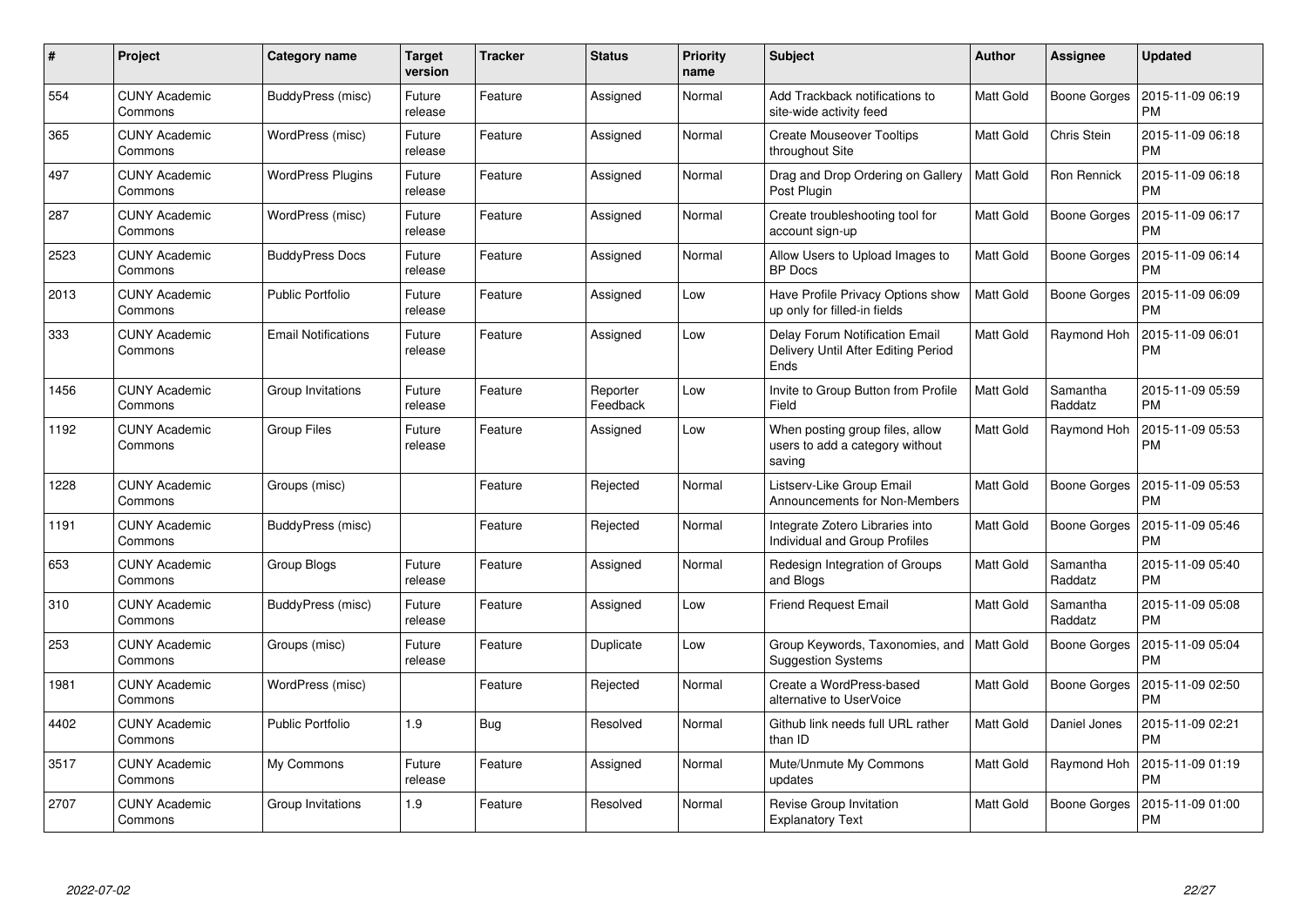| # | Project | Category name | Target version | Tracker | Status | Priority name | Subject | Author | Assignee | Updated |
|---|---|---|---|---|---|---|---|---|---|---|
| 554 | CUNY Academic Commons | BuddyPress (misc) | Future release | Feature | Assigned | Normal | Add Trackback notifications to site-wide activity feed | Matt Gold | Boone Gorges | 2015-11-09 06:19 PM |
| 365 | CUNY Academic Commons | WordPress (misc) | Future release | Feature | Assigned | Normal | Create Mouseover Tooltips throughout Site | Matt Gold | Chris Stein | 2015-11-09 06:18 PM |
| 497 | CUNY Academic Commons | WordPress Plugins | Future release | Feature | Assigned | Normal | Drag and Drop Ordering on Gallery Post Plugin | Matt Gold | Ron Rennick | 2015-11-09 06:18 PM |
| 287 | CUNY Academic Commons | WordPress (misc) | Future release | Feature | Assigned | Normal | Create troubleshooting tool for account sign-up | Matt Gold | Boone Gorges | 2015-11-09 06:17 PM |
| 2523 | CUNY Academic Commons | BuddyPress Docs | Future release | Feature | Assigned | Normal | Allow Users to Upload Images to BP Docs | Matt Gold | Boone Gorges | 2015-11-09 06:14 PM |
| 2013 | CUNY Academic Commons | Public Portfolio | Future release | Feature | Assigned | Low | Have Profile Privacy Options show up only for filled-in fields | Matt Gold | Boone Gorges | 2015-11-09 06:09 PM |
| 333 | CUNY Academic Commons | Email Notifications | Future release | Feature | Assigned | Low | Delay Forum Notification Email Delivery Until After Editing Period Ends | Matt Gold | Raymond Hoh | 2015-11-09 06:01 PM |
| 1456 | CUNY Academic Commons | Group Invitations | Future release | Feature | Reporter Feedback | Low | Invite to Group Button from Profile Field | Matt Gold | Samantha Raddatz | 2015-11-09 05:59 PM |
| 1192 | CUNY Academic Commons | Group Files | Future release | Feature | Assigned | Low | When posting group files, allow users to add a category without saving | Matt Gold | Raymond Hoh | 2015-11-09 05:53 PM |
| 1228 | CUNY Academic Commons | Groups (misc) | | Feature | Rejected | Normal | Listserv-Like Group Email Announcements for Non-Members | Matt Gold | Boone Gorges | 2015-11-09 05:53 PM |
| 1191 | CUNY Academic Commons | BuddyPress (misc) | | Feature | Rejected | Normal | Integrate Zotero Libraries into Individual and Group Profiles | Matt Gold | Boone Gorges | 2015-11-09 05:46 PM |
| 653 | CUNY Academic Commons | Group Blogs | Future release | Feature | Assigned | Normal | Redesign Integration of Groups and Blogs | Matt Gold | Samantha Raddatz | 2015-11-09 05:40 PM |
| 310 | CUNY Academic Commons | BuddyPress (misc) | Future release | Feature | Assigned | Low | Friend Request Email | Matt Gold | Samantha Raddatz | 2015-11-09 05:08 PM |
| 253 | CUNY Academic Commons | Groups (misc) | Future release | Feature | Duplicate | Low | Group Keywords, Taxonomies, and Suggestion Systems | Matt Gold | Boone Gorges | 2015-11-09 05:04 PM |
| 1981 | CUNY Academic Commons | WordPress (misc) | | Feature | Rejected | Normal | Create a WordPress-based alternative to UserVoice | Matt Gold | Boone Gorges | 2015-11-09 02:50 PM |
| 4402 | CUNY Academic Commons | Public Portfolio | 1.9 | Bug | Resolved | Normal | Github link needs full URL rather than ID | Matt Gold | Daniel Jones | 2015-11-09 02:21 PM |
| 3517 | CUNY Academic Commons | My Commons | Future release | Feature | Assigned | Normal | Mute/Unmute My Commons updates | Matt Gold | Raymond Hoh | 2015-11-09 01:19 PM |
| 2707 | CUNY Academic Commons | Group Invitations | 1.9 | Feature | Resolved | Normal | Revise Group Invitation Explanatory Text | Matt Gold | Boone Gorges | 2015-11-09 01:00 PM |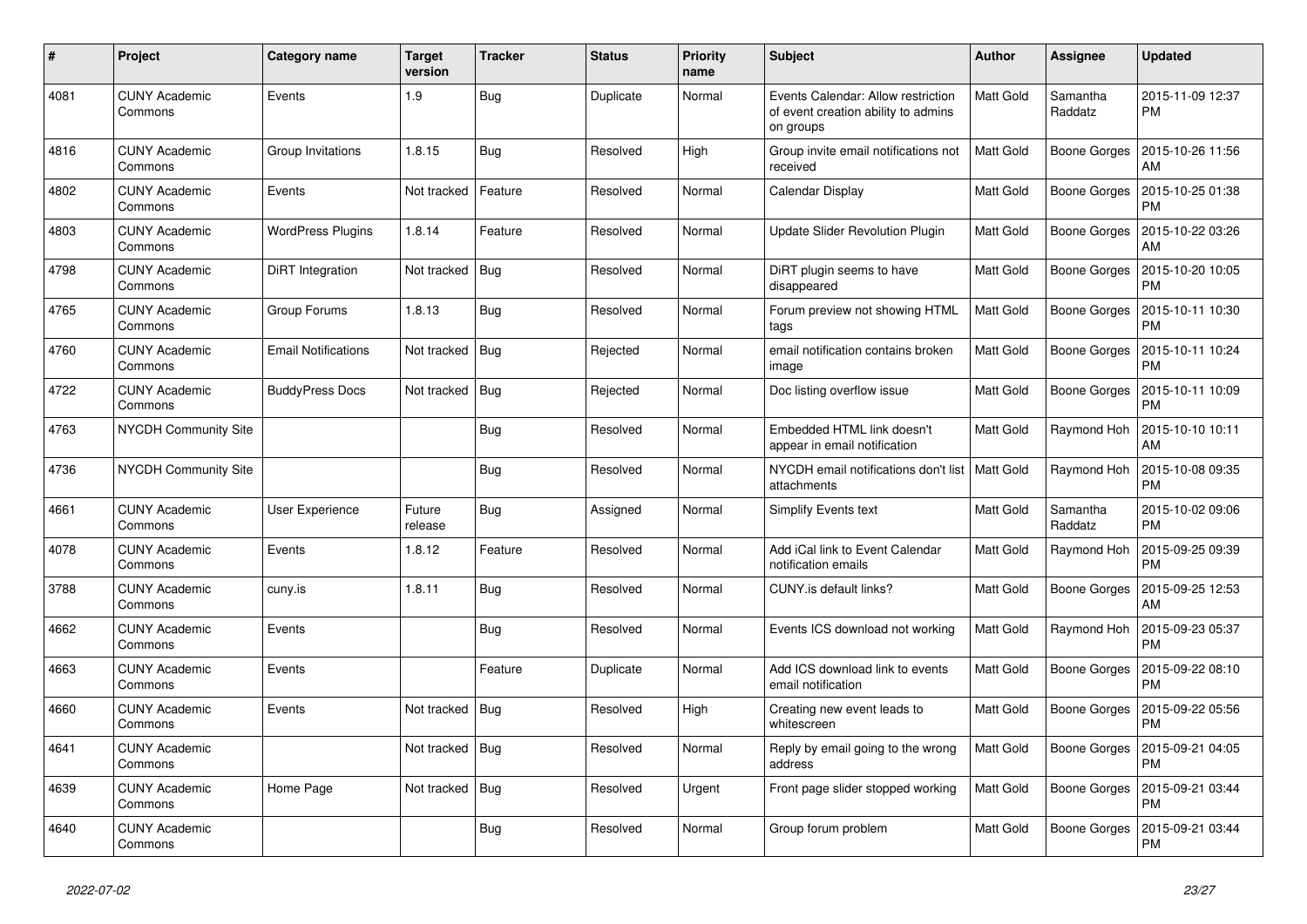| # | Project | Category name | Target version | Tracker | Status | Priority name | Subject | Author | Assignee | Updated |
|---|---|---|---|---|---|---|---|---|---|---|
| 4081 | CUNY Academic Commons | Events | 1.9 | Bug | Duplicate | Normal | Events Calendar: Allow restriction of event creation ability to admins on groups | Matt Gold | Samantha Raddatz | 2015-11-09 12:37 PM |
| 4816 | CUNY Academic Commons | Group Invitations | 1.8.15 | Bug | Resolved | High | Group invite email notifications not received | Matt Gold | Boone Gorges | 2015-10-26 11:56 AM |
| 4802 | CUNY Academic Commons | Events | Not tracked | Feature | Resolved | Normal | Calendar Display | Matt Gold | Boone Gorges | 2015-10-25 01:38 PM |
| 4803 | CUNY Academic Commons | WordPress Plugins | 1.8.14 | Feature | Resolved | Normal | Update Slider Revolution Plugin | Matt Gold | Boone Gorges | 2015-10-22 03:26 AM |
| 4798 | CUNY Academic Commons | DiRT Integration | Not tracked | Bug | Resolved | Normal | DiRT plugin seems to have disappeared | Matt Gold | Boone Gorges | 2015-10-20 10:05 PM |
| 4765 | CUNY Academic Commons | Group Forums | 1.8.13 | Bug | Resolved | Normal | Forum preview not showing HTML tags | Matt Gold | Boone Gorges | 2015-10-11 10:30 PM |
| 4760 | CUNY Academic Commons | Email Notifications | Not tracked | Bug | Rejected | Normal | email notification contains broken image | Matt Gold | Boone Gorges | 2015-10-11 10:24 PM |
| 4722 | CUNY Academic Commons | BuddyPress Docs | Not tracked | Bug | Rejected | Normal | Doc listing overflow issue | Matt Gold | Boone Gorges | 2015-10-11 10:09 PM |
| 4763 | NYCDH Community Site | | | Bug | Resolved | Normal | Embedded HTML link doesn't appear in email notification | Matt Gold | Raymond Hoh | 2015-10-10 10:11 AM |
| 4736 | NYCDH Community Site | | | Bug | Resolved | Normal | NYCDH email notifications don't list attachments | Matt Gold | Raymond Hoh | 2015-10-08 09:35 PM |
| 4661 | CUNY Academic Commons | User Experience | Future release | Bug | Assigned | Normal | Simplify Events text | Matt Gold | Samantha Raddatz | 2015-10-02 09:06 PM |
| 4078 | CUNY Academic Commons | Events | 1.8.12 | Feature | Resolved | Normal | Add iCal link to Event Calendar notification emails | Matt Gold | Raymond Hoh | 2015-09-25 09:39 PM |
| 3788 | CUNY Academic Commons | cuny.is | 1.8.11 | Bug | Resolved | Normal | CUNY.is default links? | Matt Gold | Boone Gorges | 2015-09-25 12:53 AM |
| 4662 | CUNY Academic Commons | Events | | Bug | Resolved | Normal | Events ICS download not working | Matt Gold | Raymond Hoh | 2015-09-23 05:37 PM |
| 4663 | CUNY Academic Commons | Events | | Feature | Duplicate | Normal | Add ICS download link to events email notification | Matt Gold | Boone Gorges | 2015-09-22 08:10 PM |
| 4660 | CUNY Academic Commons | Events | Not tracked | Bug | Resolved | High | Creating new event leads to whitescreen | Matt Gold | Boone Gorges | 2015-09-22 05:56 PM |
| 4641 | CUNY Academic Commons | | Not tracked | Bug | Resolved | Normal | Reply by email going to the wrong address | Matt Gold | Boone Gorges | 2015-09-21 04:05 PM |
| 4639 | CUNY Academic Commons | Home Page | Not tracked | Bug | Resolved | Urgent | Front page slider stopped working | Matt Gold | Boone Gorges | 2015-09-21 03:44 PM |
| 4640 | CUNY Academic Commons | | | Bug | Resolved | Normal | Group forum problem | Matt Gold | Boone Gorges | 2015-09-21 03:44 PM |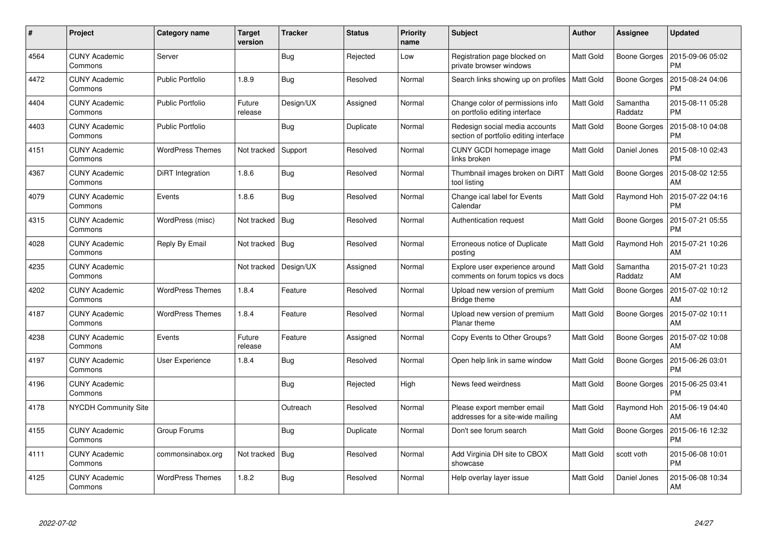| # | Project | Category name | Target version | Tracker | Status | Priority name | Subject | Author | Assignee | Updated |
|---|---|---|---|---|---|---|---|---|---|---|
| 4564 | CUNY Academic Commons | Server | | Bug | Rejected | Low | Registration page blocked on private browser windows | Matt Gold | Boone Gorges | 2015-09-06 05:02 PM |
| 4472 | CUNY Academic Commons | Public Portfolio | 1.8.9 | Bug | Resolved | Normal | Search links showing up on profiles | Matt Gold | Boone Gorges | 2015-08-24 04:06 PM |
| 4404 | CUNY Academic Commons | Public Portfolio | Future release | Design/UX | Assigned | Normal | Change color of permissions info on portfolio editing interface | Matt Gold | Samantha Raddatz | 2015-08-11 05:28 PM |
| 4403 | CUNY Academic Commons | Public Portfolio | | Bug | Duplicate | Normal | Redesign social media accounts section of portfolio editing interface | Matt Gold | Boone Gorges | 2015-08-10 04:08 PM |
| 4151 | CUNY Academic Commons | WordPress Themes | Not tracked | Support | Resolved | Normal | CUNY GCDI homepage image links broken | Matt Gold | Daniel Jones | 2015-08-10 02:43 PM |
| 4367 | CUNY Academic Commons | DiRT Integration | 1.8.6 | Bug | Resolved | Normal | Thumbnail images broken on DiRT tool listing | Matt Gold | Boone Gorges | 2015-08-02 12:55 AM |
| 4079 | CUNY Academic Commons | Events | 1.8.6 | Bug | Resolved | Normal | Change ical label for Events Calendar | Matt Gold | Raymond Hoh | 2015-07-22 04:16 PM |
| 4315 | CUNY Academic Commons | WordPress (misc) | Not tracked | Bug | Resolved | Normal | Authentication request | Matt Gold | Boone Gorges | 2015-07-21 05:55 PM |
| 4028 | CUNY Academic Commons | Reply By Email | Not tracked | Bug | Resolved | Normal | Erroneous notice of Duplicate posting | Matt Gold | Raymond Hoh | 2015-07-21 10:26 AM |
| 4235 | CUNY Academic Commons | | Not tracked | Design/UX | Assigned | Normal | Explore user experience around comments on forum topics vs docs | Matt Gold | Samantha Raddatz | 2015-07-21 10:23 AM |
| 4202 | CUNY Academic Commons | WordPress Themes | 1.8.4 | Feature | Resolved | Normal | Upload new version of premium Bridge theme | Matt Gold | Boone Gorges | 2015-07-02 10:12 AM |
| 4187 | CUNY Academic Commons | WordPress Themes | 1.8.4 | Feature | Resolved | Normal | Upload new version of premium Planar theme | Matt Gold | Boone Gorges | 2015-07-02 10:11 AM |
| 4238 | CUNY Academic Commons | Events | Future release | Feature | Assigned | Normal | Copy Events to Other Groups? | Matt Gold | Boone Gorges | 2015-07-02 10:08 AM |
| 4197 | CUNY Academic Commons | User Experience | 1.8.4 | Bug | Resolved | Normal | Open help link in same window | Matt Gold | Boone Gorges | 2015-06-26 03:01 PM |
| 4196 | CUNY Academic Commons | | | Bug | Rejected | High | News feed weirdness | Matt Gold | Boone Gorges | 2015-06-25 03:41 PM |
| 4178 | NYCDH Community Site | | | Outreach | Resolved | Normal | Please export member email addresses for a site-wide mailing | Matt Gold | Raymond Hoh | 2015-06-19 04:40 AM |
| 4155 | CUNY Academic Commons | Group Forums | | Bug | Duplicate | Normal | Don't see forum search | Matt Gold | Boone Gorges | 2015-06-16 12:32 PM |
| 4111 | CUNY Academic Commons | commonsinabox.org | Not tracked | Bug | Resolved | Normal | Add Virginia DH site to CBOX showcase | Matt Gold | scott voth | 2015-06-08 10:01 PM |
| 4125 | CUNY Academic Commons | WordPress Themes | 1.8.2 | Bug | Resolved | Normal | Help overlay layer issue | Matt Gold | Daniel Jones | 2015-06-08 10:34 AM |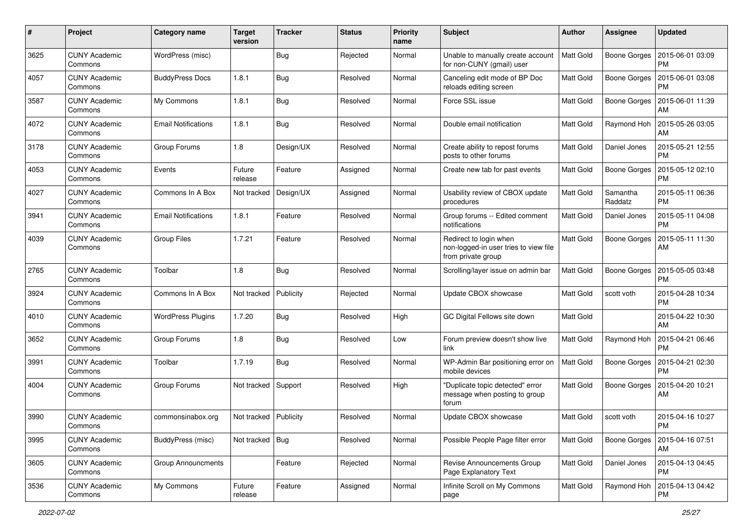| # | Project | Category name | Target version | Tracker | Status | Priority name | Subject | Author | Assignee | Updated |
|---|---|---|---|---|---|---|---|---|---|---|
| 3625 | CUNY Academic Commons | WordPress (misc) | | Bug | Rejected | Normal | Unable to manually create account for non-CUNY (gmail) user | Matt Gold | Boone Gorges | 2015-06-01 03:09 PM |
| 4057 | CUNY Academic Commons | BuddyPress Docs | 1.8.1 | Bug | Resolved | Normal | Canceling edit mode of BP Doc reloads editing screen | Matt Gold | Boone Gorges | 2015-06-01 03:08 PM |
| 3587 | CUNY Academic Commons | My Commons | 1.8.1 | Bug | Resolved | Normal | Force SSL issue | Matt Gold | Boone Gorges | 2015-06-01 11:39 AM |
| 4072 | CUNY Academic Commons | Email Notifications | 1.8.1 | Bug | Resolved | Normal | Double email notification | Matt Gold | Raymond Hoh | 2015-05-26 03:05 AM |
| 3178 | CUNY Academic Commons | Group Forums | 1.8 | Design/UX | Resolved | Normal | Create ability to repost forums posts to other forums | Matt Gold | Daniel Jones | 2015-05-21 12:55 PM |
| 4053 | CUNY Academic Commons | Events | Future release | Feature | Assigned | Normal | Create new tab for past events | Matt Gold | Boone Gorges | 2015-05-12 02:10 PM |
| 4027 | CUNY Academic Commons | Commons In A Box | Not tracked | Design/UX | Assigned | Normal | Usability review of CBOX update procedures | Matt Gold | Samantha Raddatz | 2015-05-11 06:36 PM |
| 3941 | CUNY Academic Commons | Email Notifications | 1.8.1 | Feature | Resolved | Normal | Group forums -- Edited comment notifications | Matt Gold | Daniel Jones | 2015-05-11 04:08 PM |
| 4039 | CUNY Academic Commons | Group Files | 1.7.21 | Feature | Resolved | Normal | Redirect to login when non-logged-in user tries to view file from private group | Matt Gold | Boone Gorges | 2015-05-11 11:30 AM |
| 2765 | CUNY Academic Commons | Toolbar | 1.8 | Bug | Resolved | Normal | Scrolling/layer issue on admin bar | Matt Gold | Boone Gorges | 2015-05-05 03:48 PM |
| 3924 | CUNY Academic Commons | Commons In A Box | Not tracked | Publicity | Rejected | Normal | Update CBOX showcase | Matt Gold | scott voth | 2015-04-28 10:34 PM |
| 4010 | CUNY Academic Commons | WordPress Plugins | 1.7.20 | Bug | Resolved | High | GC Digital Fellows site down | Matt Gold | | 2015-04-22 10:30 AM |
| 3652 | CUNY Academic Commons | Group Forums | 1.8 | Bug | Resolved | Low | Forum preview doesn't show live link | Matt Gold | Raymond Hoh | 2015-04-21 06:46 PM |
| 3991 | CUNY Academic Commons | Toolbar | 1.7.19 | Bug | Resolved | Normal | WP-Admin Bar positioning error on mobile devices | Matt Gold | Boone Gorges | 2015-04-21 02:30 PM |
| 4004 | CUNY Academic Commons | Group Forums | Not tracked | Support | Resolved | High | "Duplicate topic detected" error message when posting to group forum | Matt Gold | Boone Gorges | 2015-04-20 10:21 AM |
| 3990 | CUNY Academic Commons | commonsinabox.org | Not tracked | Publicity | Resolved | Normal | Update CBOX showcase | Matt Gold | scott voth | 2015-04-16 10:27 PM |
| 3995 | CUNY Academic Commons | BuddyPress (misc) | Not tracked | Bug | Resolved | Normal | Possible People Page filter error | Matt Gold | Boone Gorges | 2015-04-16 07:51 AM |
| 3605 | CUNY Academic Commons | Group Announcments | | Feature | Rejected | Normal | Revise Announcements Group Page Explanatory Text | Matt Gold | Daniel Jones | 2015-04-13 04:45 PM |
| 3536 | CUNY Academic Commons | My Commons | Future release | Feature | Assigned | Normal | Infinite Scroll on My Commons page | Matt Gold | Raymond Hoh | 2015-04-13 04:42 PM |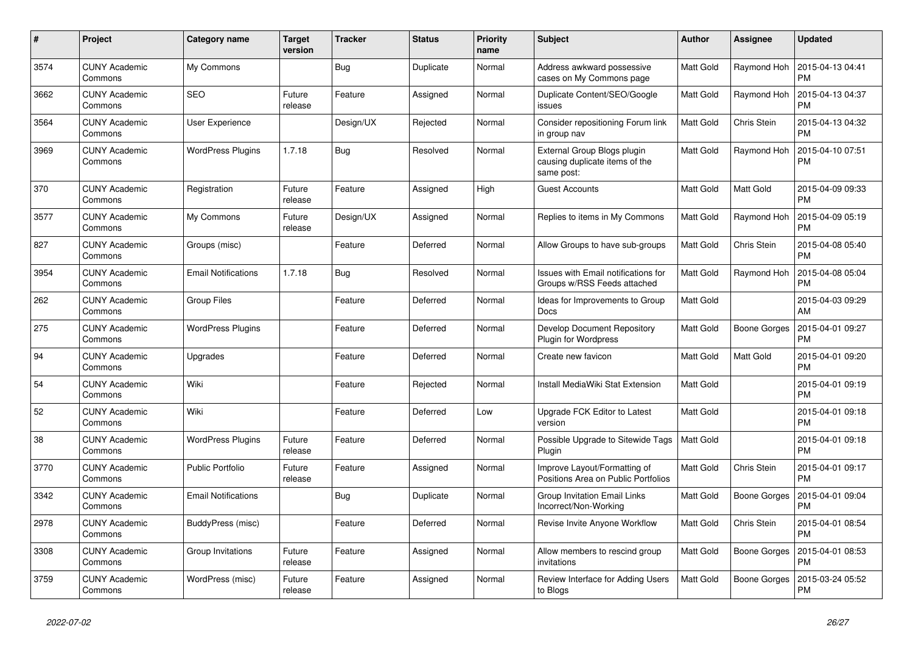| # | Project | Category name | Target version | Tracker | Status | Priority name | Subject | Author | Assignee | Updated |
|---|---|---|---|---|---|---|---|---|---|---|
| 3574 | CUNY Academic Commons | My Commons | | Bug | Duplicate | Normal | Address awkward possessive cases on My Commons page | Matt Gold | Raymond Hoh | 2015-04-13 04:41 PM |
| 3662 | CUNY Academic Commons | SEO | Future release | Feature | Assigned | Normal | Duplicate Content/SEO/Google issues | Matt Gold | Raymond Hoh | 2015-04-13 04:37 PM |
| 3564 | CUNY Academic Commons | User Experience | | Design/UX | Rejected | Normal | Consider repositioning Forum link in group nav | Matt Gold | Chris Stein | 2015-04-13 04:32 PM |
| 3969 | CUNY Academic Commons | WordPress Plugins | 1.7.18 | Bug | Resolved | Normal | External Group Blogs plugin causing duplicate items of the same post: | Matt Gold | Raymond Hoh | 2015-04-10 07:51 PM |
| 370 | CUNY Academic Commons | Registration | Future release | Feature | Assigned | High | Guest Accounts | Matt Gold | Matt Gold | 2015-04-09 09:33 PM |
| 3577 | CUNY Academic Commons | My Commons | Future release | Design/UX | Assigned | Normal | Replies to items in My Commons | Matt Gold | Raymond Hoh | 2015-04-09 05:19 PM |
| 827 | CUNY Academic Commons | Groups (misc) | | Feature | Deferred | Normal | Allow Groups to have sub-groups | Matt Gold | Chris Stein | 2015-04-08 05:40 PM |
| 3954 | CUNY Academic Commons | Email Notifications | 1.7.18 | Bug | Resolved | Normal | Issues with Email notifications for Groups w/RSS Feeds attached | Matt Gold | Raymond Hoh | 2015-04-08 05:04 PM |
| 262 | CUNY Academic Commons | Group Files | | Feature | Deferred | Normal | Ideas for Improvements to Group Docs | Matt Gold | | 2015-04-03 09:29 AM |
| 275 | CUNY Academic Commons | WordPress Plugins | | Feature | Deferred | Normal | Develop Document Repository Plugin for Wordpress | Matt Gold | Boone Gorges | 2015-04-01 09:27 PM |
| 94 | CUNY Academic Commons | Upgrades | | Feature | Deferred | Normal | Create new favicon | Matt Gold | Matt Gold | 2015-04-01 09:20 PM |
| 54 | CUNY Academic Commons | Wiki | | Feature | Rejected | Normal | Install MediaWiki Stat Extension | Matt Gold | | 2015-04-01 09:19 PM |
| 52 | CUNY Academic Commons | Wiki | | Feature | Deferred | Low | Upgrade FCK Editor to Latest version | Matt Gold | | 2015-04-01 09:18 PM |
| 38 | CUNY Academic Commons | WordPress Plugins | Future release | Feature | Deferred | Normal | Possible Upgrade to Sitewide Tags Plugin | Matt Gold | | 2015-04-01 09:18 PM |
| 3770 | CUNY Academic Commons | Public Portfolio | Future release | Feature | Assigned | Normal | Improve Layout/Formatting of Positions Area on Public Portfolios | Matt Gold | Chris Stein | 2015-04-01 09:17 PM |
| 3342 | CUNY Academic Commons | Email Notifications | | Bug | Duplicate | Normal | Group Invitation Email Links Incorrect/Non-Working | Matt Gold | Boone Gorges | 2015-04-01 09:04 PM |
| 2978 | CUNY Academic Commons | BuddyPress (misc) | | Feature | Deferred | Normal | Revise Invite Anyone Workflow | Matt Gold | Chris Stein | 2015-04-01 08:54 PM |
| 3308 | CUNY Academic Commons | Group Invitations | Future release | Feature | Assigned | Normal | Allow members to rescind group invitations | Matt Gold | Boone Gorges | 2015-04-01 08:53 PM |
| 3759 | CUNY Academic Commons | WordPress (misc) | Future release | Feature | Assigned | Normal | Review Interface for Adding Users to Blogs | Matt Gold | Boone Gorges | 2015-03-24 05:52 PM |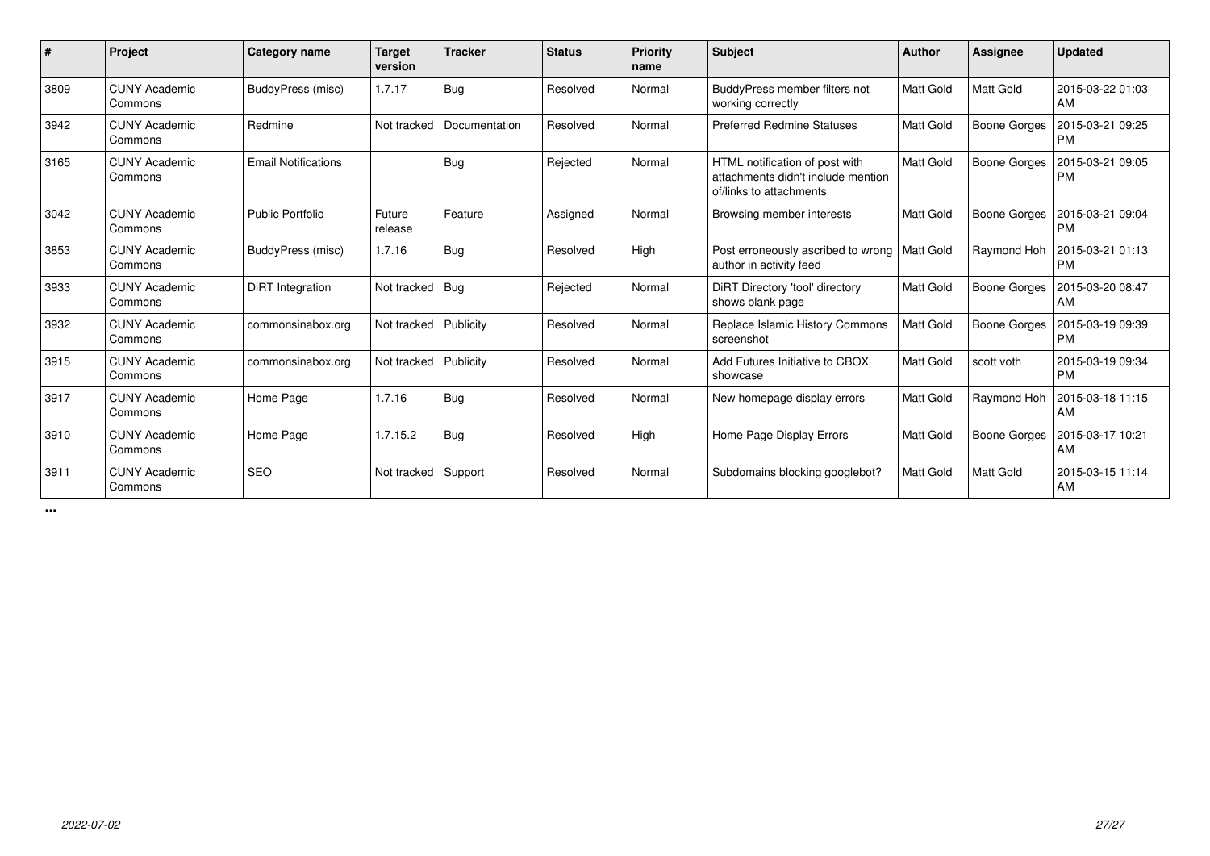| # | Project | Category name | Target version | Tracker | Status | Priority name | Subject | Author | Assignee | Updated |
|---|---|---|---|---|---|---|---|---|---|---|
| 3809 | CUNY Academic Commons | BuddyPress (misc) | 1.7.17 | Bug | Resolved | Normal | BuddyPress member filters not working correctly | Matt Gold | Matt Gold | 2015-03-22 01:03 AM |
| 3942 | CUNY Academic Commons | Redmine | Not tracked | Documentation | Resolved | Normal | Preferred Redmine Statuses | Matt Gold | Boone Gorges | 2015-03-21 09:25 PM |
| 3165 | CUNY Academic Commons | Email Notifications | | Bug | Rejected | Normal | HTML notification of post with attachments didn't include mention of/links to attachments | Matt Gold | Boone Gorges | 2015-03-21 09:05 PM |
| 3042 | CUNY Academic Commons | Public Portfolio | Future release | Feature | Assigned | Normal | Browsing member interests | Matt Gold | Boone Gorges | 2015-03-21 09:04 PM |
| 3853 | CUNY Academic Commons | BuddyPress (misc) | 1.7.16 | Bug | Resolved | High | Post erroneously ascribed to wrong author in activity feed | Matt Gold | Raymond Hoh | 2015-03-21 01:13 PM |
| 3933 | CUNY Academic Commons | DiRT Integration | Not tracked | Bug | Rejected | Normal | DiRT Directory 'tool' directory shows blank page | Matt Gold | Boone Gorges | 2015-03-20 08:47 AM |
| 3932 | CUNY Academic Commons | commonsinabox.org | Not tracked | Publicity | Resolved | Normal | Replace Islamic History Commons screenshot | Matt Gold | Boone Gorges | 2015-03-19 09:39 PM |
| 3915 | CUNY Academic Commons | commonsinabox.org | Not tracked | Publicity | Resolved | Normal | Add Futures Initiative to CBOX showcase | Matt Gold | scott voth | 2015-03-19 09:34 PM |
| 3917 | CUNY Academic Commons | Home Page | 1.7.16 | Bug | Resolved | Normal | New homepage display errors | Matt Gold | Raymond Hoh | 2015-03-18 11:15 AM |
| 3910 | CUNY Academic Commons | Home Page | 1.7.15.2 | Bug | Resolved | High | Home Page Display Errors | Matt Gold | Boone Gorges | 2015-03-17 10:21 AM |
| 3911 | CUNY Academic Commons | SEO | Not tracked | Support | Resolved | Normal | Subdomains blocking googlebot? | Matt Gold | Matt Gold | 2015-03-15 11:14 AM |

...